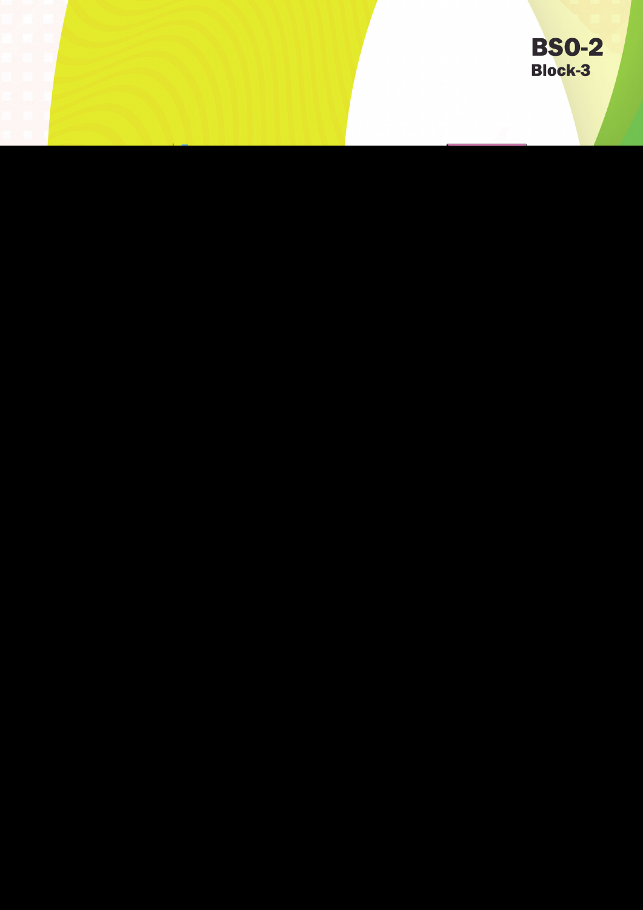# BSO-2

## Block-3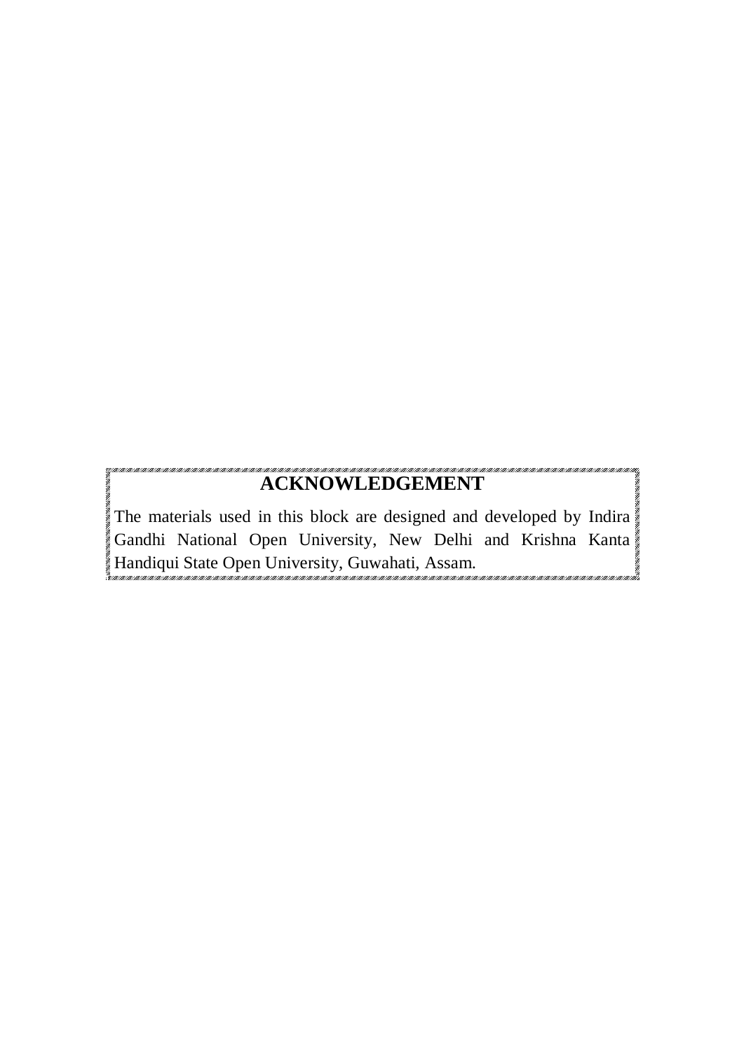## ACKNOWLEDGEMENT

The materials used in this block are designed and developed by Indira Gandhi National Open University, New Delhi and Krishna Kanta Handiqui State Open University, Guwahati, Assam.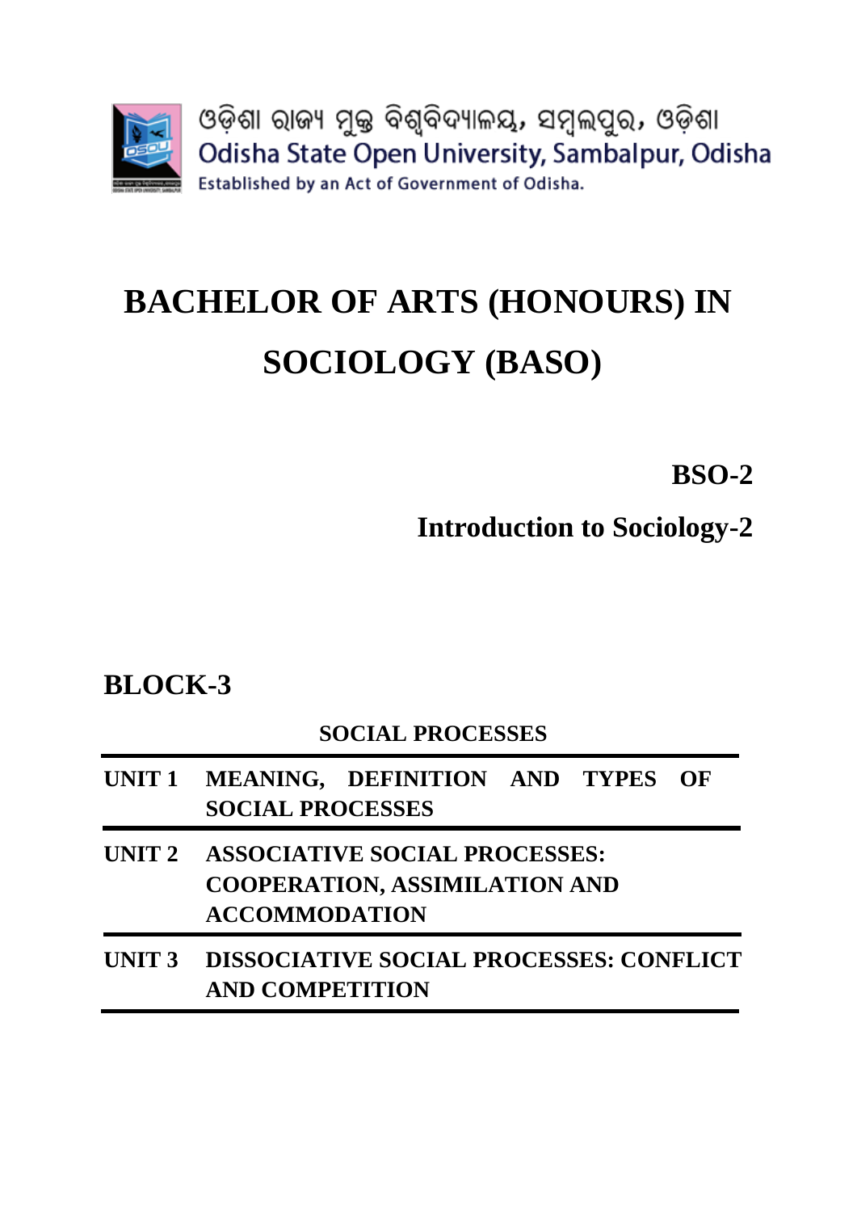ଓଡ଼ିଶା ରାଜ୍ୟ ମୁକ୍ତ ବିଶ୍ୱବିଦ୍ୟାଳୟ, ସମ୍ବଲପୁର, ଓଡ଼ିଶା

Odisha State Open University, Sambalpur, Odisha

Established by an Act of Government of Odisha.

# BACHELOR OF ARTS (HONOURS) IN SOCIOLOGY (BASO)

## BSO-2

## Introduction to Sociology-2

## BLOCK-3

### SOCIAL PROCESSES

| | |
|---|---|
| **UNIT 1** | **MEANING, DEFINITION AND TYPES OF SOCIAL PROCESSES** |
| **UNIT 2** | **ASSOCIATIVE SOCIAL PROCESSES: COOPERATION, ASSIMILATION AND ACCOMMODATION** |
| **UNIT 3** | **DISSOCIATIVE SOCIAL PROCESSES: CONFLICT AND COMPETITION** |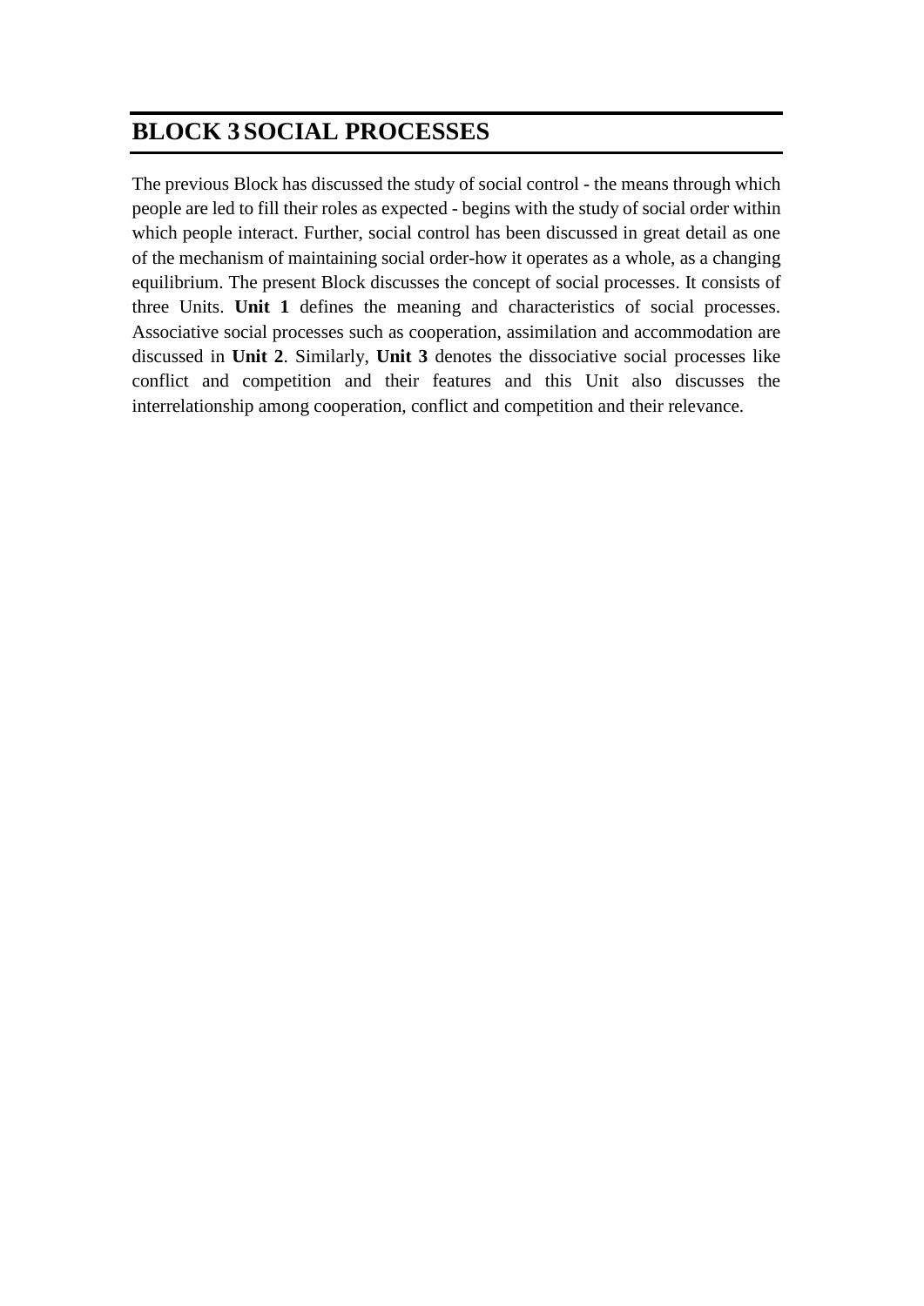# BLOCK 3 SOCIAL PROCESSES

The previous Block has discussed the study of social control - the means through which people are led to fill their roles as expected - begins with the study of social order within which people interact. Further, social control has been discussed in great detail as one of the mechanism of maintaining social order-how it operates as a whole, as a changing equilibrium. The present Block discusses the concept of social processes. It consists of three Units. **Unit 1** defines the meaning and characteristics of social processes. Associative social processes such as cooperation, assimilation and accommodation are discussed in **Unit 2**. Similarly, **Unit 3** denotes the dissociative social processes like conflict and competition and their features and this Unit also discusses the interrelationship among cooperation, conflict and competition and their relevance.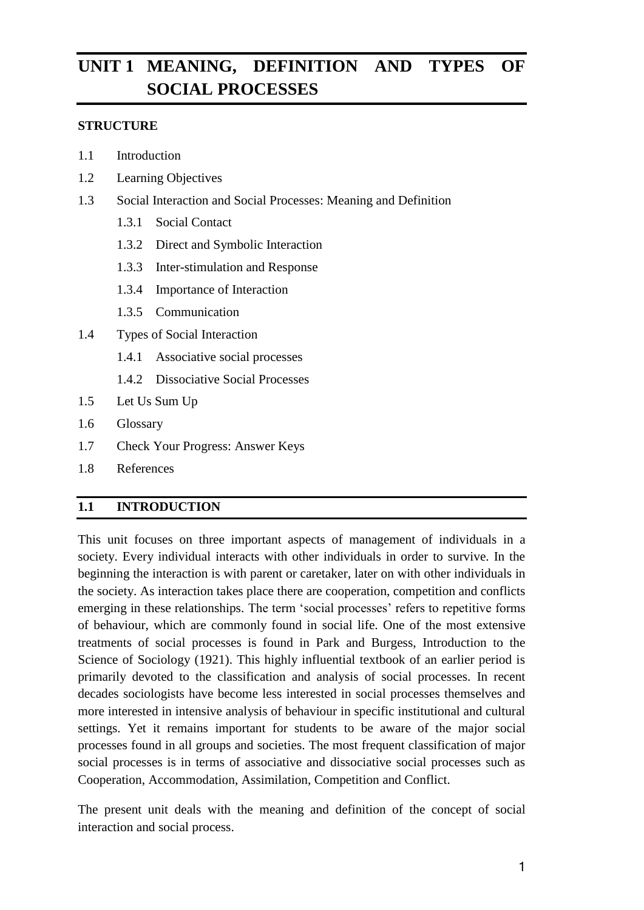# UNIT 1 MEANING, DEFINITION AND TYPES OF SOCIAL PROCESSES

**STRUCTURE**

1.1 Introduction

1.2 Learning Objectives

1.3 Social Interaction and Social Processes: Meaning and Definition

- 1.3.1 Social Contact
- 1.3.2 Direct and Symbolic Interaction
- 1.3.3 Inter-stimulation and Response
- 1.3.4 Importance of Interaction
- 1.3.5 Communication

1.4 Types of Social Interaction

- 1.4.1 Associative social processes
- 1.4.2 Dissociative Social Processes

1.5 Let Us Sum Up

1.6 Glossary

1.7 Check Your Progress: Answer Keys

1.8 References

## 1.1 INTRODUCTION

This unit focuses on three important aspects of management of individuals in a society. Every individual interacts with other individuals in order to survive. In the beginning the interaction is with parent or caretaker, later on with other individuals in the society. As interaction takes place there are cooperation, competition and conflicts emerging in these relationships. The term 'social processes' refers to repetitive forms of behaviour, which are commonly found in social life. One of the most extensive treatments of social processes is found in Park and Burgess, Introduction to the Science of Sociology (1921). This highly influential textbook of an earlier period is primarily devoted to the classification and analysis of social processes. In recent decades sociologists have become less interested in social processes themselves and more interested in intensive analysis of behaviour in specific institutional and cultural settings. Yet it remains important for students to be aware of the major social processes found in all groups and societies. The most frequent classification of major social processes is in terms of associative and dissociative social processes such as Cooperation, Accommodation, Assimilation, Competition and Conflict.

The present unit deals with the meaning and definition of the concept of social interaction and social process.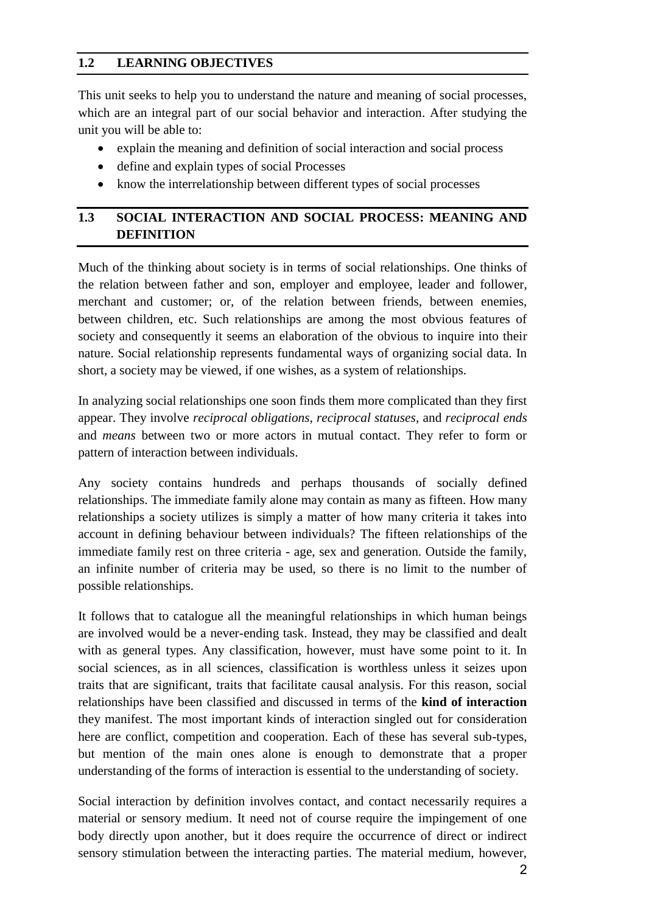## 1.2 LEARNING OBJECTIVES

This unit seeks to help you to understand the nature and meaning of social processes, which are an integral part of our social behavior and interaction. After studying the unit you will be able to:

- explain the meaning and definition of social interaction and social process
- define and explain types of social Processes
- know the interrelationship between different types of social processes

## 1.3 SOCIAL INTERACTION AND SOCIAL PROCESS: MEANING AND DEFINITION

Much of the thinking about society is in terms of social relationships. One thinks of the relation between father and son, employer and employee, leader and follower, merchant and customer; or, of the relation between friends, between enemies, between children, etc. Such relationships are among the most obvious features of society and consequently it seems an elaboration of the obvious to inquire into their nature. Social relationship represents fundamental ways of organizing social data. In short, a society may be viewed, if one wishes, as a system of relationships.

In analyzing social relationships one soon finds them more complicated than they first appear. They involve *reciprocal obligations*, *reciprocal statuses*, and *reciprocal ends* and *means* between two or more actors in mutual contact. They refer to form or pattern of interaction between individuals.

Any society contains hundreds and perhaps thousands of socially defined relationships. The immediate family alone may contain as many as fifteen. How many relationships a society utilizes is simply a matter of how many criteria it takes into account in defining behaviour between individuals? The fifteen relationships of the immediate family rest on three criteria - age, sex and generation. Outside the family, an infinite number of criteria may be used, so there is no limit to the number of possible relationships.

It follows that to catalogue all the meaningful relationships in which human beings are involved would be a never-ending task. Instead, they may be classified and dealt with as general types. Any classification, however, must have some point to it. In social sciences, as in all sciences, classification is worthless unless it seizes upon traits that are significant, traits that facilitate causal analysis. For this reason, social relationships have been classified and discussed in terms of the **kind of interaction** they manifest. The most important kinds of interaction singled out for consideration here are conflict, competition and cooperation. Each of these has several sub-types, but mention of the main ones alone is enough to demonstrate that a proper understanding of the forms of interaction is essential to the understanding of society.

Social interaction by definition involves contact, and contact necessarily requires a material or sensory medium. It need not of course require the impingement of one body directly upon another, but it does require the occurrence of direct or indirect sensory stimulation between the interacting parties. The material medium, however,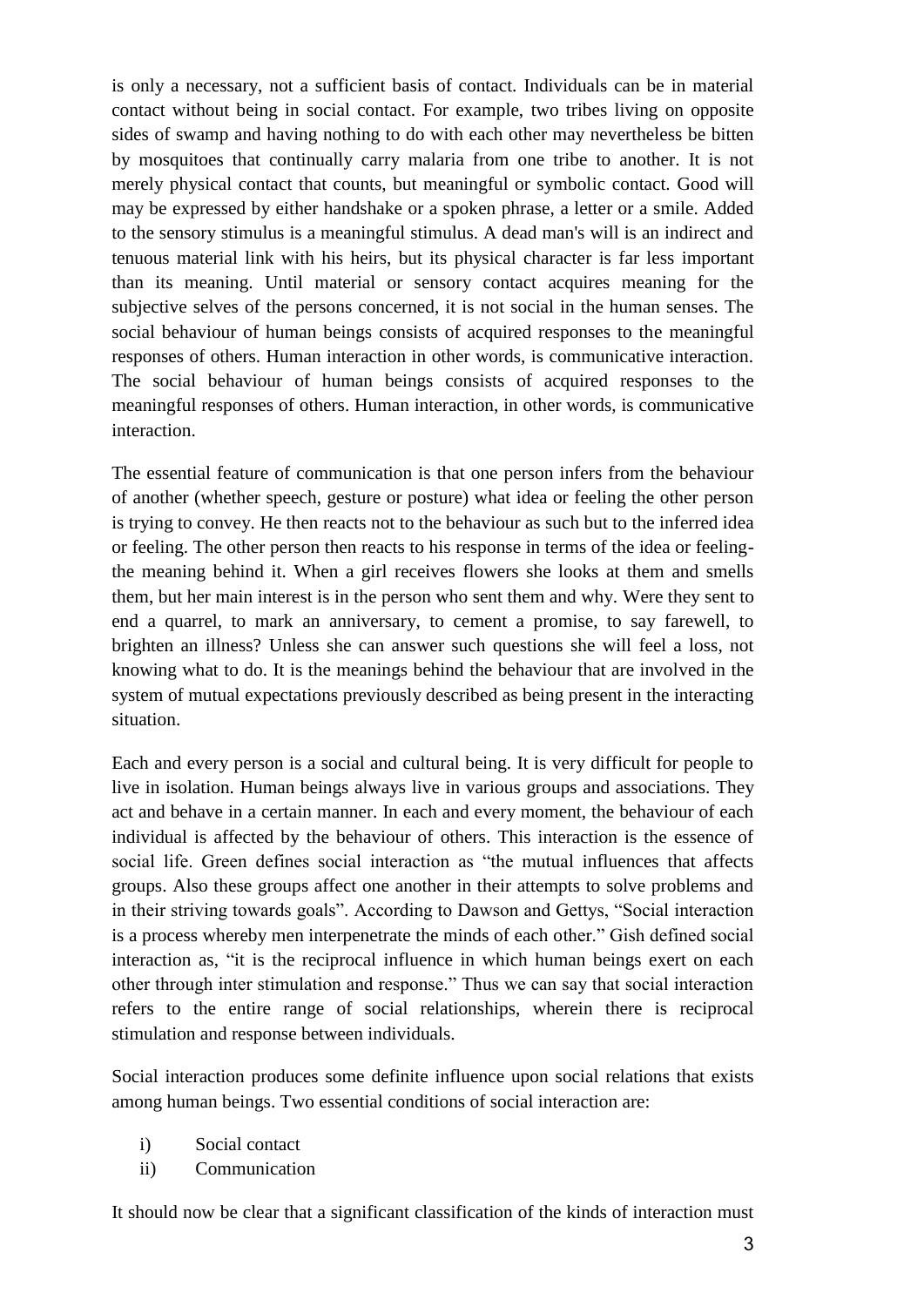is only a necessary, not a sufficient basis of contact. Individuals can be in material contact without being in social contact. For example, two tribes living on opposite sides of swamp and having nothing to do with each other may nevertheless be bitten by mosquitoes that continually carry malaria from one tribe to another. It is not merely physical contact that counts, but meaningful or symbolic contact. Good will may be expressed by either handshake or a spoken phrase, a letter or a smile. Added to the sensory stimulus is a meaningful stimulus. A dead man's will is an indirect and tenuous material link with his heirs, but its physical character is far less important than its meaning. Until material or sensory contact acquires meaning for the subjective selves of the persons concerned, it is not social in the human senses. The social behaviour of human beings consists of acquired responses to the meaningful responses of others. Human interaction in other words, is communicative interaction. The social behaviour of human beings consists of acquired responses to the meaningful responses of others. Human interaction, in other words, is communicative interaction.

The essential feature of communication is that one person infers from the behaviour of another (whether speech, gesture or posture) what idea or feeling the other person is trying to convey. He then reacts not to the behaviour as such but to the inferred idea or feeling. The other person then reacts to his response in terms of the idea or feeling- the meaning behind it. When a girl receives flowers she looks at them and smells them, but her main interest is in the person who sent them and why. Were they sent to end a quarrel, to mark an anniversary, to cement a promise, to say farewell, to brighten an illness? Unless she can answer such questions she will feel a loss, not knowing what to do. It is the meanings behind the behaviour that are involved in the system of mutual expectations previously described as being present in the interacting situation.

Each and every person is a social and cultural being. It is very difficult for people to live in isolation. Human beings always live in various groups and associations. They act and behave in a certain manner. In each and every moment, the behaviour of each individual is affected by the behaviour of others. This interaction is the essence of social life. Green defines social interaction as "the mutual influences that affects groups. Also these groups affect one another in their attempts to solve problems and in their striving towards goals". According to Dawson and Gettys, "Social interaction is a process whereby men interpenetrate the minds of each other." Gish defined social interaction as, "it is the reciprocal influence in which human beings exert on each other through inter stimulation and response." Thus we can say that social interaction refers to the entire range of social relationships, wherein there is reciprocal stimulation and response between individuals.

Social interaction produces some definite influence upon social relations that exists among human beings. Two essential conditions of social interaction are:

i) Social contact
ii) Communication

It should now be clear that a significant classification of the kinds of interaction must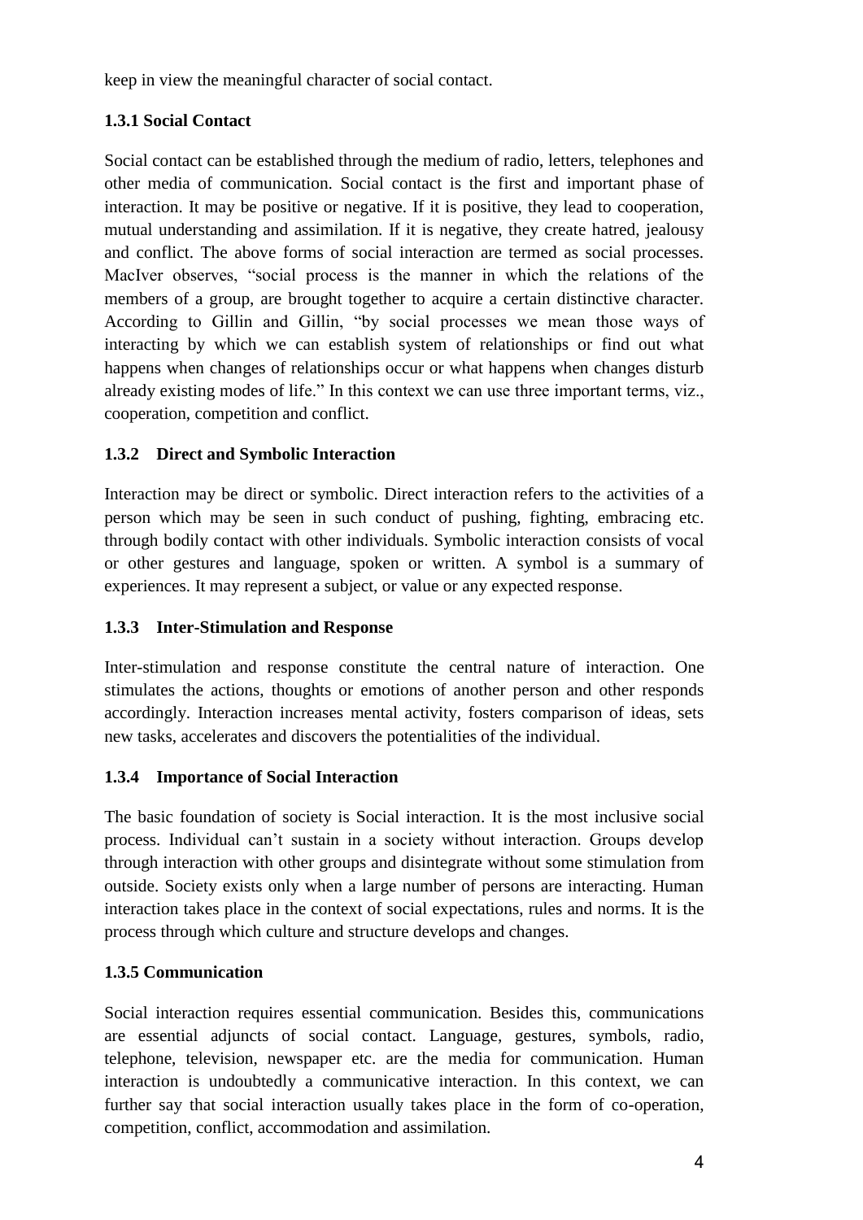keep in view the meaningful character of social contact.

### 1.3.1 Social Contact

Social contact can be established through the medium of radio, letters, telephones and other media of communication. Social contact is the first and important phase of interaction. It may be positive or negative. If it is positive, they lead to cooperation, mutual understanding and assimilation. If it is negative, they create hatred, jealousy and conflict. The above forms of social interaction are termed as social processes. MacIver observes, "social process is the manner in which the relations of the members of a group, are brought together to acquire a certain distinctive character. According to Gillin and Gillin, "by social processes we mean those ways of interacting by which we can establish system of relationships or find out what happens when changes of relationships occur or what happens when changes disturb already existing modes of life." In this context we can use three important terms, viz., cooperation, competition and conflict.

### 1.3.2 Direct and Symbolic Interaction

Interaction may be direct or symbolic. Direct interaction refers to the activities of a person which may be seen in such conduct of pushing, fighting, embracing etc. through bodily contact with other individuals. Symbolic interaction consists of vocal or other gestures and language, spoken or written. A symbol is a summary of experiences. It may represent a subject, or value or any expected response.

### 1.3.3 Inter-Stimulation and Response

Inter-stimulation and response constitute the central nature of interaction. One stimulates the actions, thoughts or emotions of another person and other responds accordingly. Interaction increases mental activity, fosters comparison of ideas, sets new tasks, accelerates and discovers the potentialities of the individual.

### 1.3.4 Importance of Social Interaction

The basic foundation of society is Social interaction. It is the most inclusive social process. Individual can't sustain in a society without interaction. Groups develop through interaction with other groups and disintegrate without some stimulation from outside. Society exists only when a large number of persons are interacting. Human interaction takes place in the context of social expectations, rules and norms. It is the process through which culture and structure develops and changes.

### 1.3.5 Communication

Social interaction requires essential communication. Besides this, communications are essential adjuncts of social contact. Language, gestures, symbols, radio, telephone, television, newspaper etc. are the media for communication. Human interaction is undoubtedly a communicative interaction. In this context, we can further say that social interaction usually takes place in the form of co-operation, competition, conflict, accommodation and assimilation.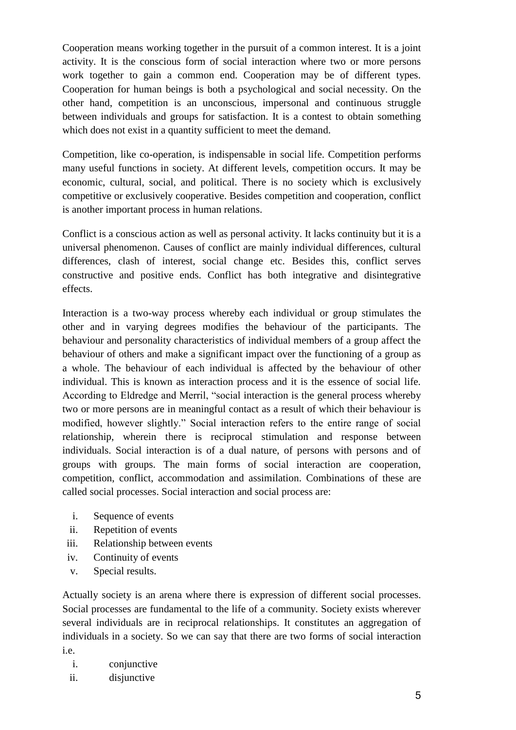Cooperation means working together in the pursuit of a common interest. It is a joint activity. It is the conscious form of social interaction where two or more persons work together to gain a common end. Cooperation may be of different types. Cooperation for human beings is both a psychological and social necessity. On the other hand, competition is an unconscious, impersonal and continuous struggle between individuals and groups for satisfaction. It is a contest to obtain something which does not exist in a quantity sufficient to meet the demand.

Competition, like co-operation, is indispensable in social life. Competition performs many useful functions in society. At different levels, competition occurs. It may be economic, cultural, social, and political. There is no society which is exclusively competitive or exclusively cooperative. Besides competition and cooperation, conflict is another important process in human relations.

Conflict is a conscious action as well as personal activity. It lacks continuity but it is a universal phenomenon. Causes of conflict are mainly individual differences, cultural differences, clash of interest, social change etc. Besides this, conflict serves constructive and positive ends. Conflict has both integrative and disintegrative effects.

Interaction is a two-way process whereby each individual or group stimulates the other and in varying degrees modifies the behaviour of the participants. The behaviour and personality characteristics of individual members of a group affect the behaviour of others and make a significant impact over the functioning of a group as a whole. The behaviour of each individual is affected by the behaviour of other individual. This is known as interaction process and it is the essence of social life. According to Eldredge and Merril, "social interaction is the general process whereby two or more persons are in meaningful contact as a result of which their behaviour is modified, however slightly." Social interaction refers to the entire range of social relationship, wherein there is reciprocal stimulation and response between individuals. Social interaction is of a dual nature, of persons with persons and of groups with groups. The main forms of social interaction are cooperation, competition, conflict, accommodation and assimilation. Combinations of these are called social processes. Social interaction and social process are:

i. Sequence of events
ii. Repetition of events
iii. Relationship between events
iv. Continuity of events
v. Special results.

Actually society is an arena where there is expression of different social processes. Social processes are fundamental to the life of a community. Society exists wherever several individuals are in reciprocal relationships. It constitutes an aggregation of individuals in a society. So we can say that there are two forms of social interaction i.e.

i. conjunctive
ii. disjunctive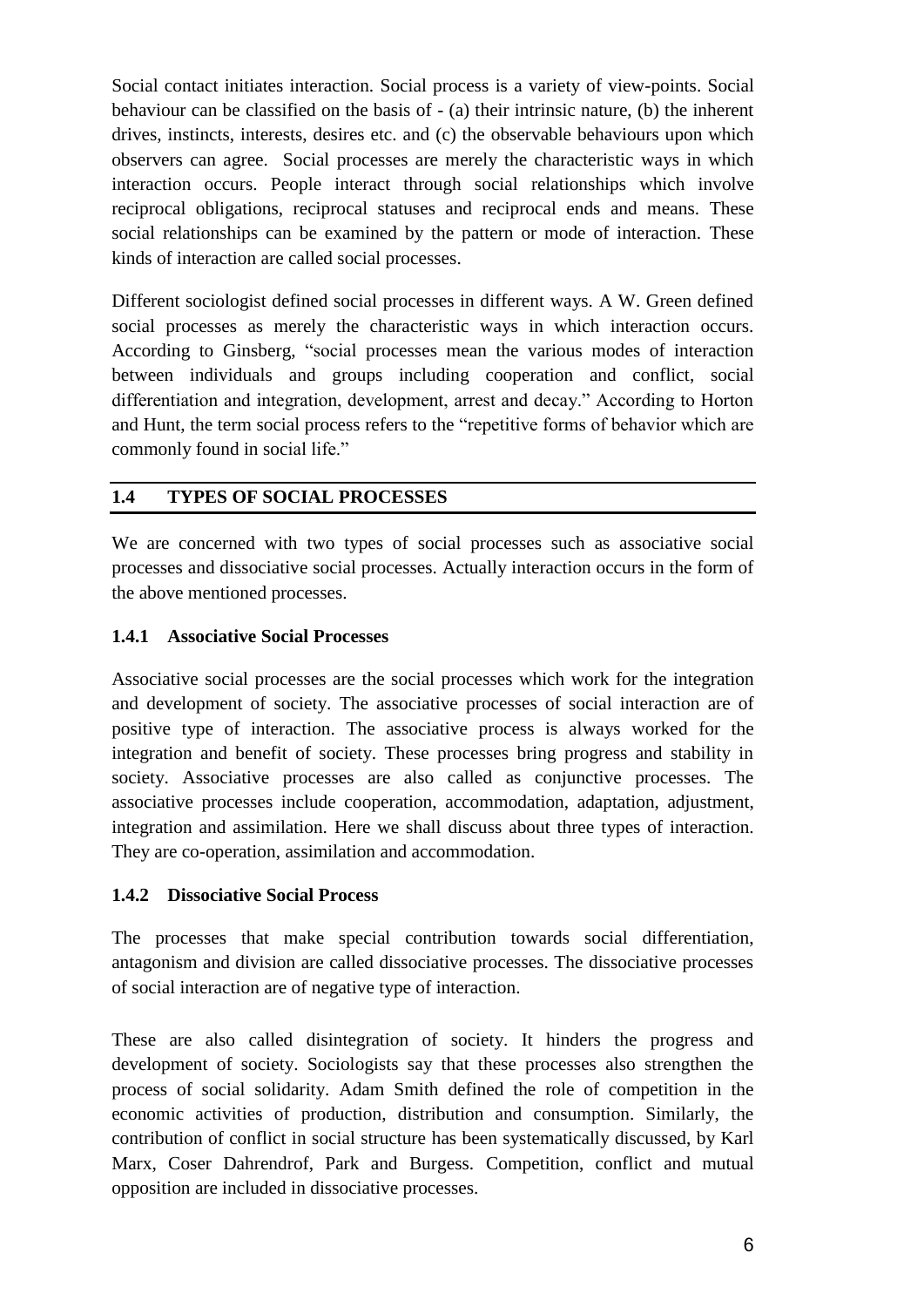Social contact initiates interaction. Social process is a variety of view-points. Social behaviour can be classified on the basis of - (a) their intrinsic nature, (b) the inherent drives, instincts, interests, desires etc. and (c) the observable behaviours upon which observers can agree. Social processes are merely the characteristic ways in which interaction occurs. People interact through social relationships which involve reciprocal obligations, reciprocal statuses and reciprocal ends and means. These social relationships can be examined by the pattern or mode of interaction. These kinds of interaction are called social processes.

Different sociologist defined social processes in different ways. A W. Green defined social processes as merely the characteristic ways in which interaction occurs. According to Ginsberg, "social processes mean the various modes of interaction between individuals and groups including cooperation and conflict, social differentiation and integration, development, arrest and decay." According to Horton and Hunt, the term social process refers to the "repetitive forms of behavior which are commonly found in social life."

## 1.4 TYPES OF SOCIAL PROCESSES

We are concerned with two types of social processes such as associative social processes and dissociative social processes. Actually interaction occurs in the form of the above mentioned processes.

### 1.4.1 Associative Social Processes

Associative social processes are the social processes which work for the integration and development of society. The associative processes of social interaction are of positive type of interaction. The associative process is always worked for the integration and benefit of society. These processes bring progress and stability in society. Associative processes are also called as conjunctive processes. The associative processes include cooperation, accommodation, adaptation, adjustment, integration and assimilation. Here we shall discuss about three types of interaction. They are co-operation, assimilation and accommodation.

### 1.4.2 Dissociative Social Process

The processes that make special contribution towards social differentiation, antagonism and division are called dissociative processes. The dissociative processes of social interaction are of negative type of interaction.

These are also called disintegration of society. It hinders the progress and development of society. Sociologists say that these processes also strengthen the process of social solidarity. Adam Smith defined the role of competition in the economic activities of production, distribution and consumption. Similarly, the contribution of conflict in social structure has been systematically discussed, by Karl Marx, Coser Dahrendrof, Park and Burgess. Competition, conflict and mutual opposition are included in dissociative processes.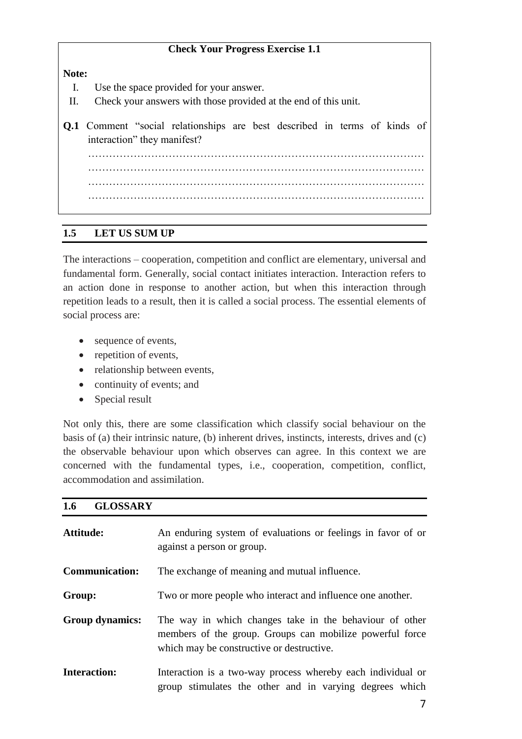**Check Your Progress Exercise 1.1**

**Note:**

I. Use the space provided for your answer.

II. Check your answers with those provided at the end of this unit.

**Q.1** Comment "social relationships are best described in terms of kinds of interaction" they manifest?

…………………………………………………………………………………
…………………………………………………………………………………
…………………………………………………………………………………
…………………………………………………………………………………

## 1.5 LET US SUM UP

The interactions – cooperation, competition and conflict are elementary, universal and fundamental form. Generally, social contact initiates interaction. Interaction refers to an action done in response to another action, but when this interaction through repetition leads to a result, then it is called a social process. The essential elements of social process are:

- sequence of events,
- repetition of events,
- relationship between events,
- continuity of events; and
- Special result

Not only this, there are some classification which classify social behaviour on the basis of (a) their intrinsic nature, (b) inherent drives, instincts, interests, drives and (c) the observable behaviour upon which observes can agree. In this context we are concerned with the fundamental types, i.e., cooperation, competition, conflict, accommodation and assimilation.

## 1.6 GLOSSARY

**Attitude:** An enduring system of evaluations or feelings in favor of or against a person or group.

**Communication:** The exchange of meaning and mutual influence.

**Group:** Two or more people who interact and influence one another.

**Group dynamics:** The way in which changes take in the behaviour of other members of the group. Groups can mobilize powerful force which may be constructive or destructive.

**Interaction:** Interaction is a two-way process whereby each individual or group stimulates the other and in varying degrees which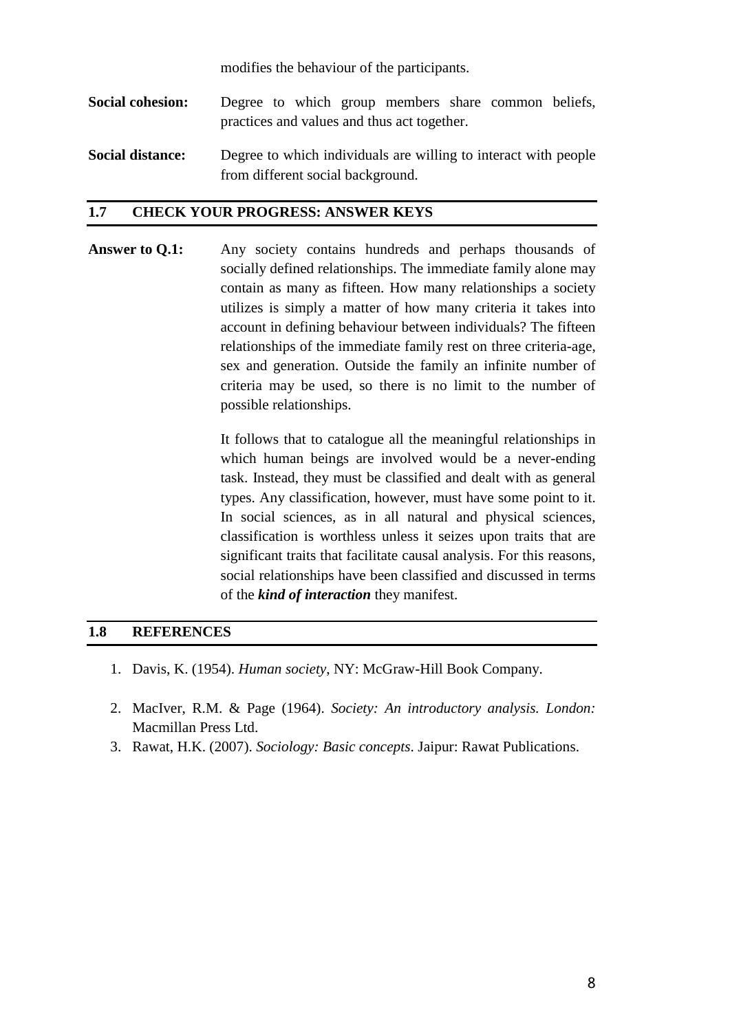modifies the behaviour of the participants.

**Social cohesion:** Degree to which group members share common beliefs, practices and values and thus act together.

**Social distance:** Degree to which individuals are willing to interact with people from different social background.

## 1.7 CHECK YOUR PROGRESS: ANSWER KEYS

**Answer to Q.1:** Any society contains hundreds and perhaps thousands of socially defined relationships. The immediate family alone may contain as many as fifteen. How many relationships a society utilizes is simply a matter of how many criteria it takes into account in defining behaviour between individuals? The fifteen relationships of the immediate family rest on three criteria-age, sex and generation. Outside the family an infinite number of criteria may be used, so there is no limit to the number of possible relationships.

It follows that to catalogue all the meaningful relationships in which human beings are involved would be a never-ending task. Instead, they must be classified and dealt with as general types. Any classification, however, must have some point to it. In social sciences, as in all natural and physical sciences, classification is worthless unless it seizes upon traits that are significant traits that facilitate causal analysis. For this reasons, social relationships have been classified and discussed in terms of the ***kind of interaction*** they manifest.

## 1.8 REFERENCES

1. Davis, K. (1954). *Human society*, NY: McGraw-Hill Book Company.
2. MacIver, R.M. & Page (1964). *Society: An introductory analysis. London:* Macmillan Press Ltd.
3. Rawat, H.K. (2007). *Sociology: Basic concepts*. Jaipur: Rawat Publications.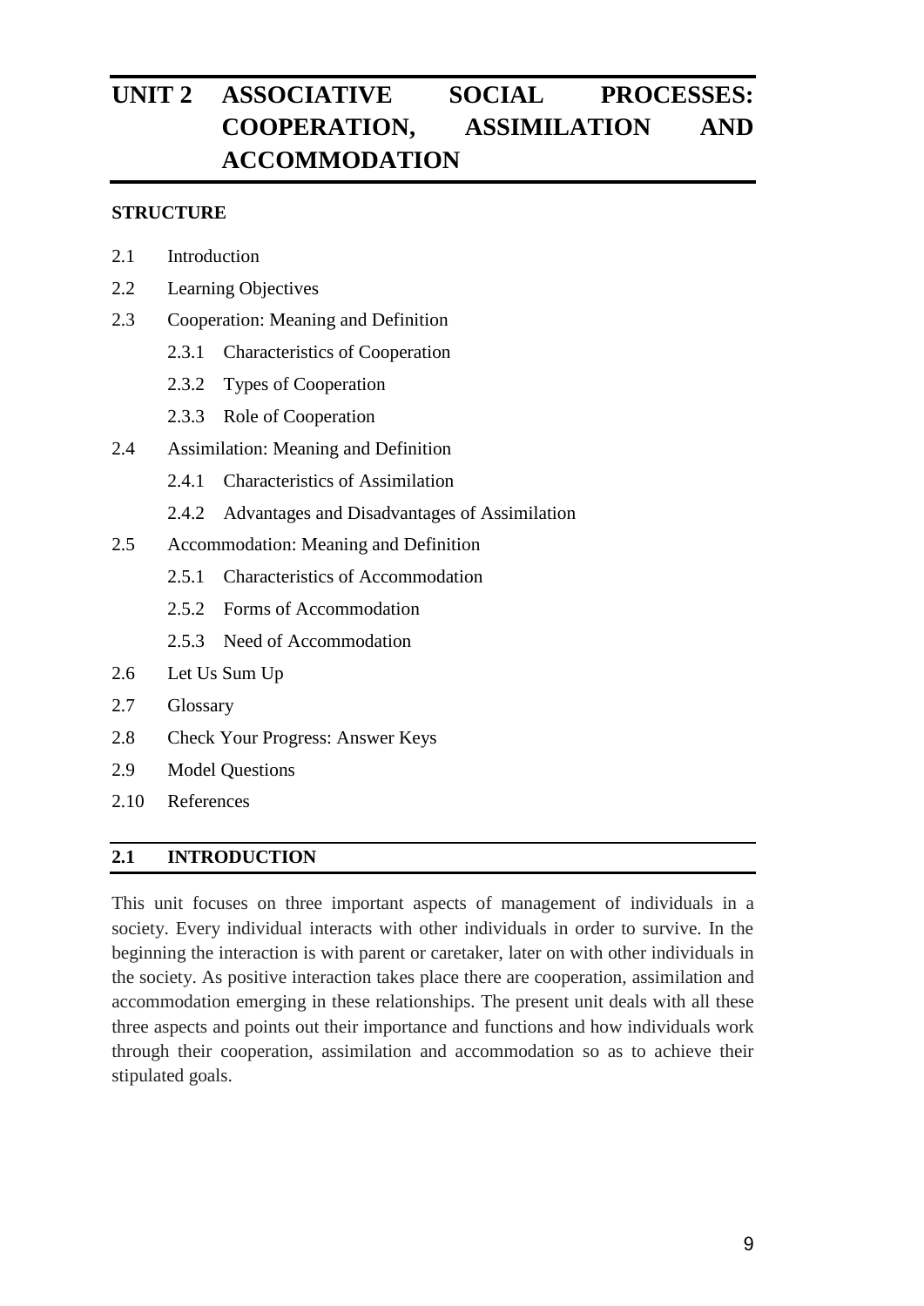# UNIT 2 ASSOCIATIVE SOCIAL PROCESSES: COOPERATION, ASSIMILATION AND ACCOMMODATION

**STRUCTURE**

- 2.1 Introduction
- 2.2 Learning Objectives
- 2.3 Cooperation: Meaning and Definition
  - 2.3.1 Characteristics of Cooperation
  - 2.3.2 Types of Cooperation
  - 2.3.3 Role of Cooperation
- 2.4 Assimilation: Meaning and Definition
  - 2.4.1 Characteristics of Assimilation
  - 2.4.2 Advantages and Disadvantages of Assimilation
- 2.5 Accommodation: Meaning and Definition
  - 2.5.1 Characteristics of Accommodation
  - 2.5.2 Forms of Accommodation
  - 2.5.3 Need of Accommodation
- 2.6 Let Us Sum Up
- 2.7 Glossary
- 2.8 Check Your Progress: Answer Keys
- 2.9 Model Questions
- 2.10 References

## 2.1 INTRODUCTION

This unit focuses on three important aspects of management of individuals in a society. Every individual interacts with other individuals in order to survive. In the beginning the interaction is with parent or caretaker, later on with other individuals in the society. As positive interaction takes place there are cooperation, assimilation and accommodation emerging in these relationships. The present unit deals with all these three aspects and points out their importance and functions and how individuals work through their cooperation, assimilation and accommodation so as to achieve their stipulated goals.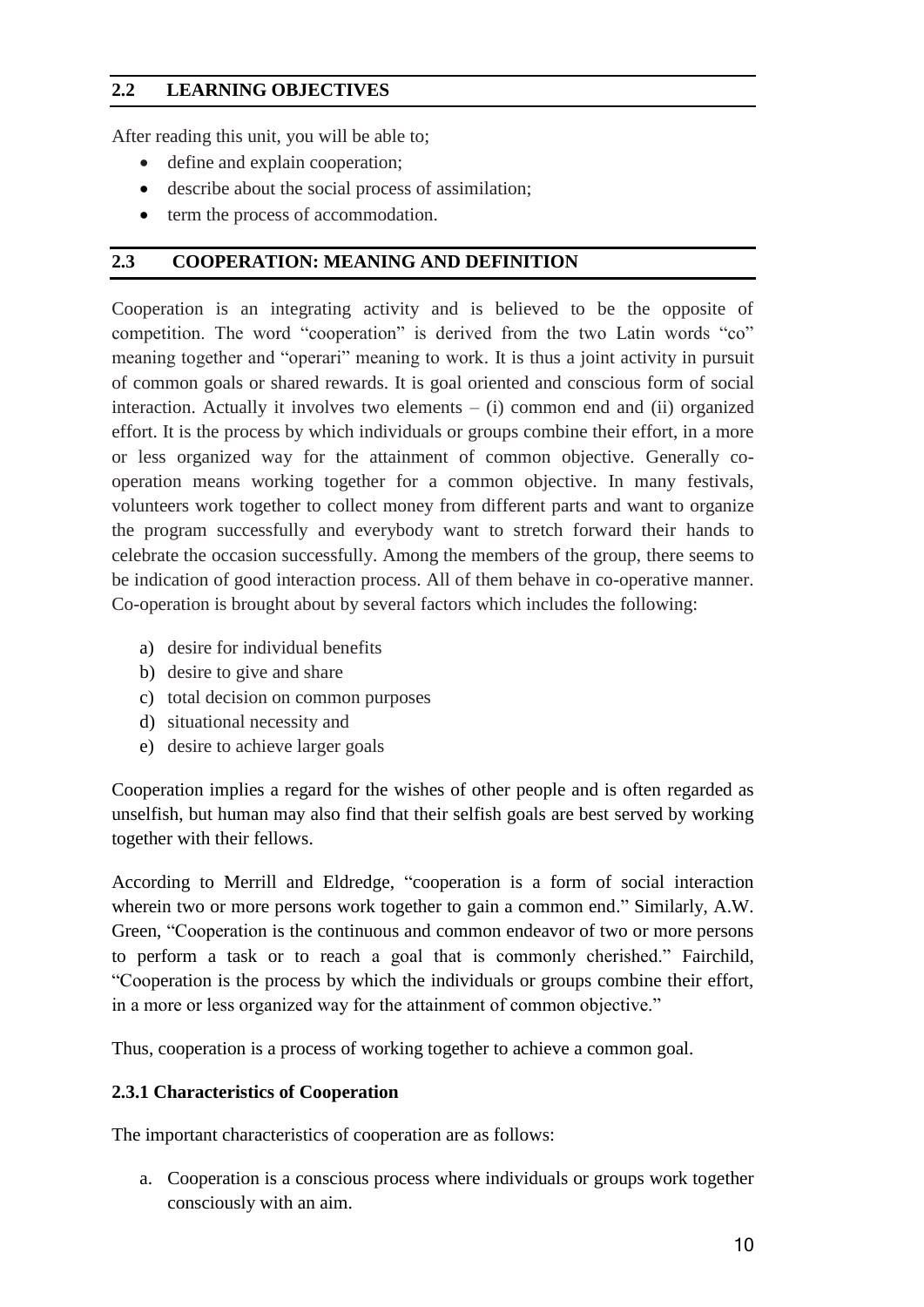## 2.2 LEARNING OBJECTIVES

After reading this unit, you will be able to;

- define and explain cooperation;
- describe about the social process of assimilation;
- term the process of accommodation.

## 2.3 COOPERATION: MEANING AND DEFINITION

Cooperation is an integrating activity and is believed to be the opposite of competition. The word "cooperation" is derived from the two Latin words "co" meaning together and "operari" meaning to work. It is thus a joint activity in pursuit of common goals or shared rewards. It is goal oriented and conscious form of social interaction. Actually it involves two elements – (i) common end and (ii) organized effort. It is the process by which individuals or groups combine their effort, in a more or less organized way for the attainment of common objective. Generally co-operation means working together for a common objective. In many festivals, volunteers work together to collect money from different parts and want to organize the program successfully and everybody want to stretch forward their hands to celebrate the occasion successfully. Among the members of the group, there seems to be indication of good interaction process. All of them behave in co-operative manner. Co-operation is brought about by several factors which includes the following:

a) desire for individual benefits
b) desire to give and share
c) total decision on common purposes
d) situational necessity and
e) desire to achieve larger goals

Cooperation implies a regard for the wishes of other people and is often regarded as unselfish, but human may also find that their selfish goals are best served by working together with their fellows.

According to Merrill and Eldredge, "cooperation is a form of social interaction wherein two or more persons work together to gain a common end." Similarly, A.W. Green, "Cooperation is the continuous and common endeavor of two or more persons to perform a task or to reach a goal that is commonly cherished." Fairchild, "Cooperation is the process by which the individuals or groups combine their effort, in a more or less organized way for the attainment of common objective."

Thus, cooperation is a process of working together to achieve a common goal.

### 2.3.1 Characteristics of Cooperation

The important characteristics of cooperation are as follows:

a. Cooperation is a conscious process where individuals or groups work together consciously with an aim.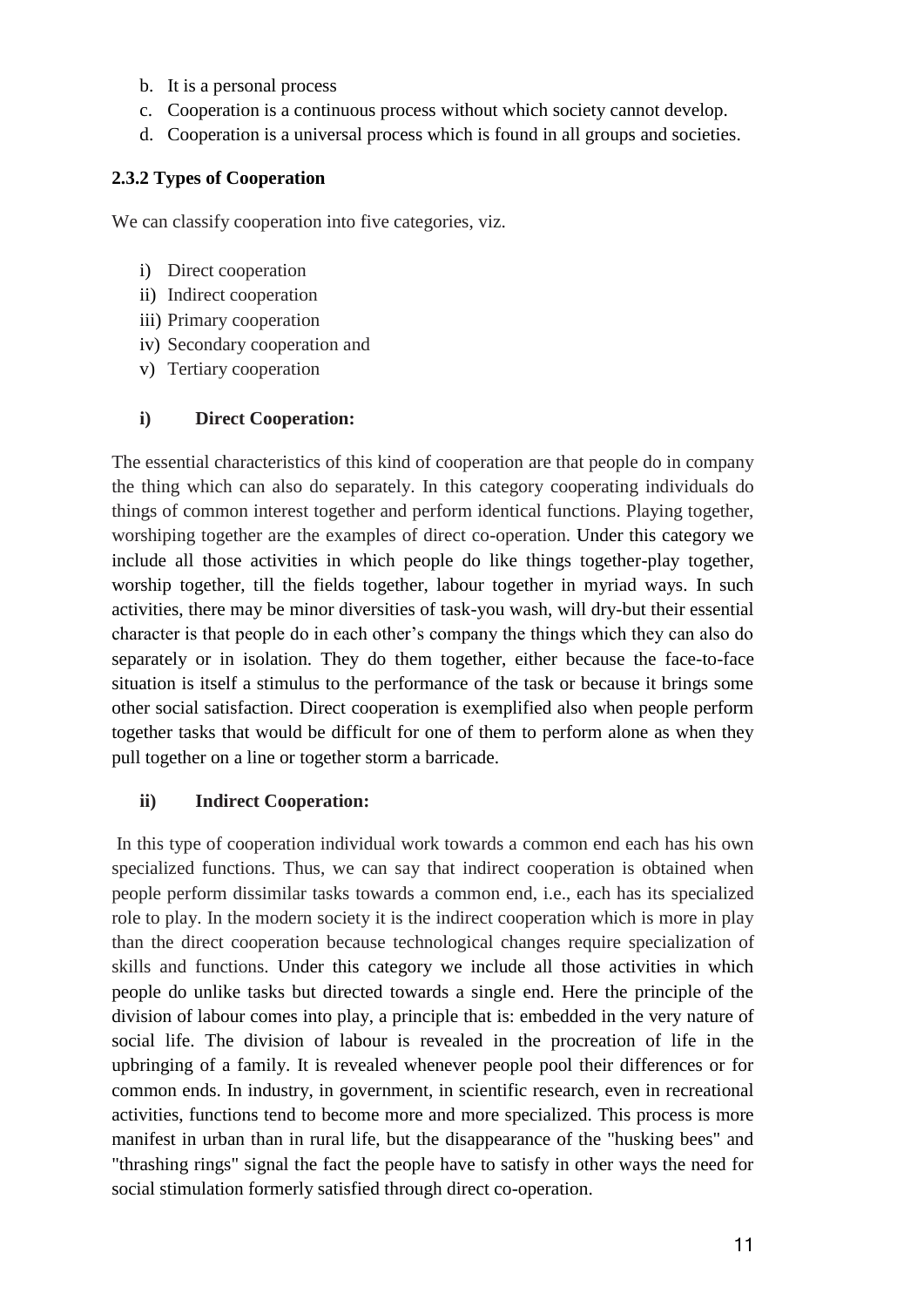b. It is a personal process
c. Cooperation is a continuous process without which society cannot develop.
d. Cooperation is a universal process which is found in all groups and societies.

### 2.3.2 Types of Cooperation

We can classify cooperation into five categories, viz.

i) Direct cooperation
ii) Indirect cooperation
iii) Primary cooperation
iv) Secondary cooperation and
v) Tertiary cooperation

#### i) Direct Cooperation:

The essential characteristics of this kind of cooperation are that people do in company the thing which can also do separately. In this category cooperating individuals do things of common interest together and perform identical functions. Playing together, worshiping together are the examples of direct co-operation. Under this category we include all those activities in which people do like things together-play together, worship together, till the fields together, labour together in myriad ways. In such activities, there may be minor diversities of task-you wash, will dry-but their essential character is that people do in each other's company the things which they can also do separately or in isolation. They do them together, either because the face-to-face situation is itself a stimulus to the performance of the task or because it brings some other social satisfaction. Direct cooperation is exemplified also when people perform together tasks that would be difficult for one of them to perform alone as when they pull together on a line or together storm a barricade.

#### ii) Indirect Cooperation:

In this type of cooperation individual work towards a common end each has his own specialized functions. Thus, we can say that indirect cooperation is obtained when people perform dissimilar tasks towards a common end, i.e., each has its specialized role to play. In the modern society it is the indirect cooperation which is more in play than the direct cooperation because technological changes require specialization of skills and functions. Under this category we include all those activities in which people do unlike tasks but directed towards a single end. Here the principle of the division of labour comes into play, a principle that is: embedded in the very nature of social life. The division of labour is revealed in the procreation of life in the upbringing of a family. It is revealed whenever people pool their differences or for common ends. In industry, in government, in scientific research, even in recreational activities, functions tend to become more and more specialized. This process is more manifest in urban than in rural life, but the disappearance of the "husking bees" and "thrashing rings" signal the fact the people have to satisfy in other ways the need for social stimulation formerly satisfied through direct co-operation.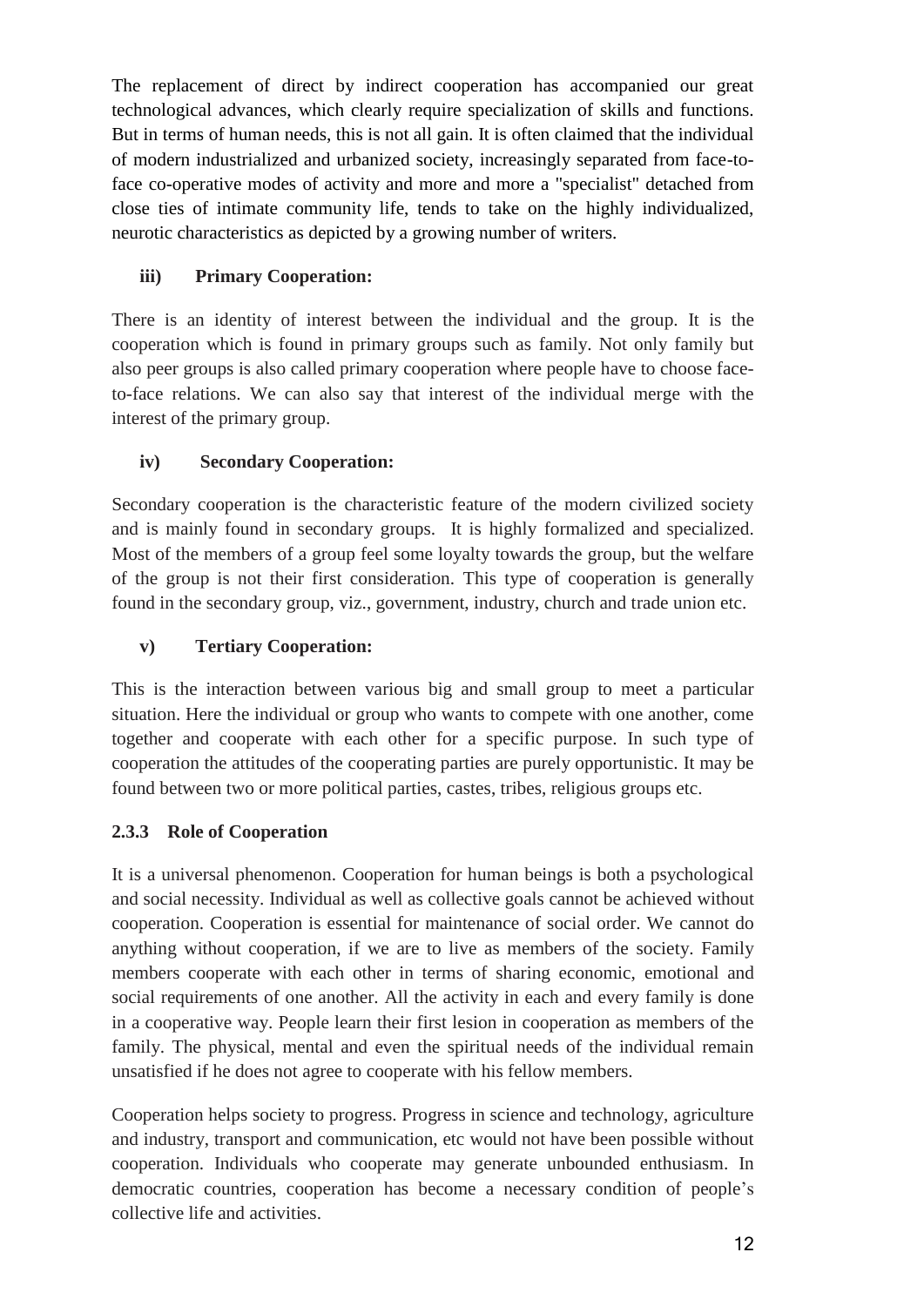The replacement of direct by indirect cooperation has accompanied our great technological advances, which clearly require specialization of skills and functions. But in terms of human needs, this is not all gain. It is often claimed that the individual of modern industrialized and urbanized society, increasingly separated from face-to-face co-operative modes of activity and more and more a "specialist" detached from close ties of intimate community life, tends to take on the highly individualized, neurotic characteristics as depicted by a growing number of writers.

**iii) Primary Cooperation:**

There is an identity of interest between the individual and the group. It is the cooperation which is found in primary groups such as family. Not only family but also peer groups is also called primary cooperation where people have to choose face-to-face relations. We can also say that interest of the individual merge with the interest of the primary group.

**iv) Secondary Cooperation:**

Secondary cooperation is the characteristic feature of the modern civilized society and is mainly found in secondary groups. It is highly formalized and specialized. Most of the members of a group feel some loyalty towards the group, but the welfare of the group is not their first consideration. This type of cooperation is generally found in the secondary group, viz., government, industry, church and trade union etc.

**v) Tertiary Cooperation:**

This is the interaction between various big and small group to meet a particular situation. Here the individual or group who wants to compete with one another, come together and cooperate with each other for a specific purpose. In such type of cooperation the attitudes of the cooperating parties are purely opportunistic. It may be found between two or more political parties, castes, tribes, religious groups etc.

### 2.3.3 Role of Cooperation

It is a universal phenomenon. Cooperation for human beings is both a psychological and social necessity. Individual as well as collective goals cannot be achieved without cooperation. Cooperation is essential for maintenance of social order. We cannot do anything without cooperation, if we are to live as members of the society. Family members cooperate with each other in terms of sharing economic, emotional and social requirements of one another. All the activity in each and every family is done in a cooperative way. People learn their first lesion in cooperation as members of the family. The physical, mental and even the spiritual needs of the individual remain unsatisfied if he does not agree to cooperate with his fellow members.

Cooperation helps society to progress. Progress in science and technology, agriculture and industry, transport and communication, etc would not have been possible without cooperation. Individuals who cooperate may generate unbounded enthusiasm. In democratic countries, cooperation has become a necessary condition of people's collective life and activities.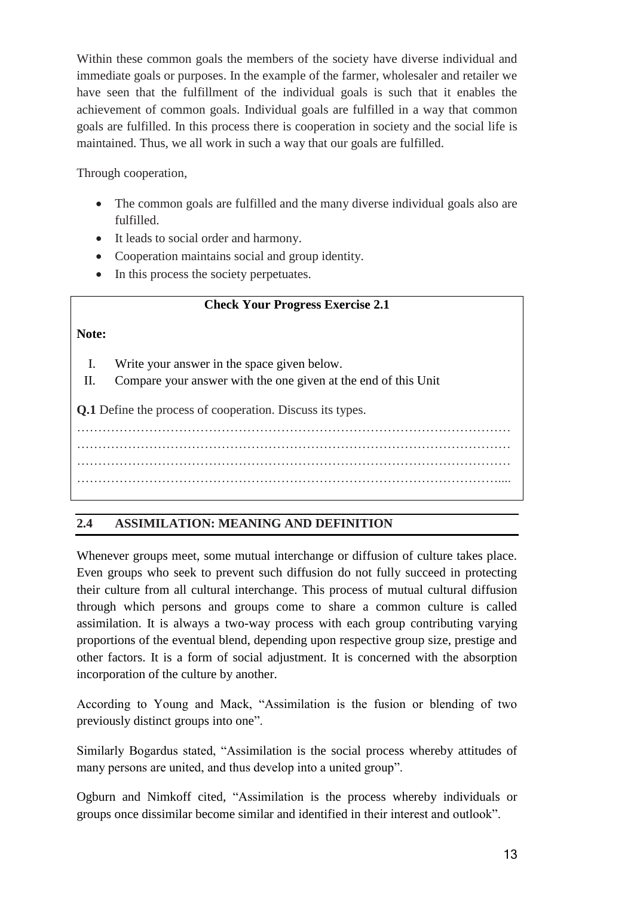Within these common goals the members of the society have diverse individual and immediate goals or purposes. In the example of the farmer, wholesaler and retailer we have seen that the fulfillment of the individual goals is such that it enables the achievement of common goals. Individual goals are fulfilled in a way that common goals are fulfilled. In this process there is cooperation in society and the social life is maintained. Thus, we all work in such a way that our goals are fulfilled.

Through cooperation,

- The common goals are fulfilled and the many diverse individual goals also are fulfilled.
- It leads to social order and harmony.
- Cooperation maintains social and group identity.
- In this process the society perpetuates.

**Check Your Progress Exercise 2.1**

**Note:**

I. Write your answer in the space given below.
II. Compare your answer with the one given at the end of this Unit

**Q.1** Define the process of cooperation. Discuss its types.

…………………………………………………………………………………………
…………………………………………………………………………………………
…………………………………………………………………………………………
…………………………………………………………………………………………

## 2.4 ASSIMILATION: MEANING AND DEFINITION

Whenever groups meet, some mutual interchange or diffusion of culture takes place. Even groups who seek to prevent such diffusion do not fully succeed in protecting their culture from all cultural interchange. This process of mutual cultural diffusion through which persons and groups come to share a common culture is called assimilation. It is always a two-way process with each group contributing varying proportions of the eventual blend, depending upon respective group size, prestige and other factors. It is a form of social adjustment. It is concerned with the absorption incorporation of the culture by another.

According to Young and Mack, "Assimilation is the fusion or blending of two previously distinct groups into one".

Similarly Bogardus stated, "Assimilation is the social process whereby attitudes of many persons are united, and thus develop into a united group".

Ogburn and Nimkoff cited, "Assimilation is the process whereby individuals or groups once dissimilar become similar and identified in their interest and outlook".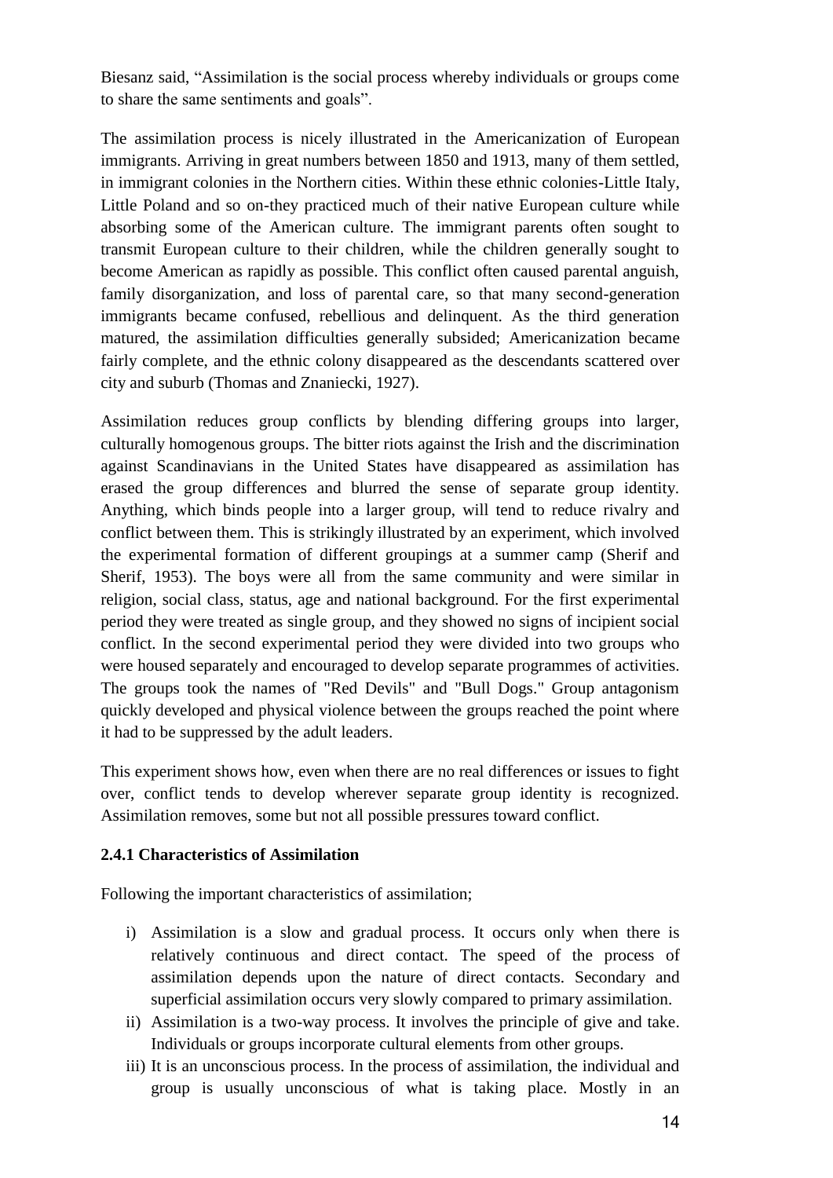Biesanz said, “Assimilation is the social process whereby individuals or groups come to share the same sentiments and goals”.

The assimilation process is nicely illustrated in the Americanization of European immigrants. Arriving in great numbers between 1850 and 1913, many of them settled, in immigrant colonies in the Northern cities. Within these ethnic colonies-Little Italy, Little Poland and so on-they practiced much of their native European culture while absorbing some of the American culture. The immigrant parents often sought to transmit European culture to their children, while the children generally sought to become American as rapidly as possible. This conflict often caused parental anguish, family disorganization, and loss of parental care, so that many second-generation immigrants became confused, rebellious and delinquent. As the third generation matured, the assimilation difficulties generally subsided; Americanization became fairly complete, and the ethnic colony disappeared as the descendants scattered over city and suburb (Thomas and Znaniecki, 1927).

Assimilation reduces group conflicts by blending differing groups into larger, culturally homogenous groups. The bitter riots against the Irish and the discrimination against Scandinavians in the United States have disappeared as assimilation has erased the group differences and blurred the sense of separate group identity. Anything, which binds people into a larger group, will tend to reduce rivalry and conflict between them. This is strikingly illustrated by an experiment, which involved the experimental formation of different groupings at a summer camp (Sherif and Sherif, 1953). The boys were all from the same community and were similar in religion, social class, status, age and national background. For the first experimental period they were treated as single group, and they showed no signs of incipient social conflict. In the second experimental period they were divided into two groups who were housed separately and encouraged to develop separate programmes of activities. The groups took the names of "Red Devils" and "Bull Dogs." Group antagonism quickly developed and physical violence between the groups reached the point where it had to be suppressed by the adult leaders.

This experiment shows how, even when there are no real differences or issues to fight over, conflict tends to develop wherever separate group identity is recognized. Assimilation removes, some but not all possible pressures toward conflict.

### 2.4.1 Characteristics of Assimilation

Following the important characteristics of assimilation;

i) Assimilation is a slow and gradual process. It occurs only when there is relatively continuous and direct contact. The speed of the process of assimilation depends upon the nature of direct contacts. Secondary and superficial assimilation occurs very slowly compared to primary assimilation.
ii) Assimilation is a two-way process. It involves the principle of give and take. Individuals or groups incorporate cultural elements from other groups.
iii) It is an unconscious process. In the process of assimilation, the individual and group is usually unconscious of what is taking place. Mostly in an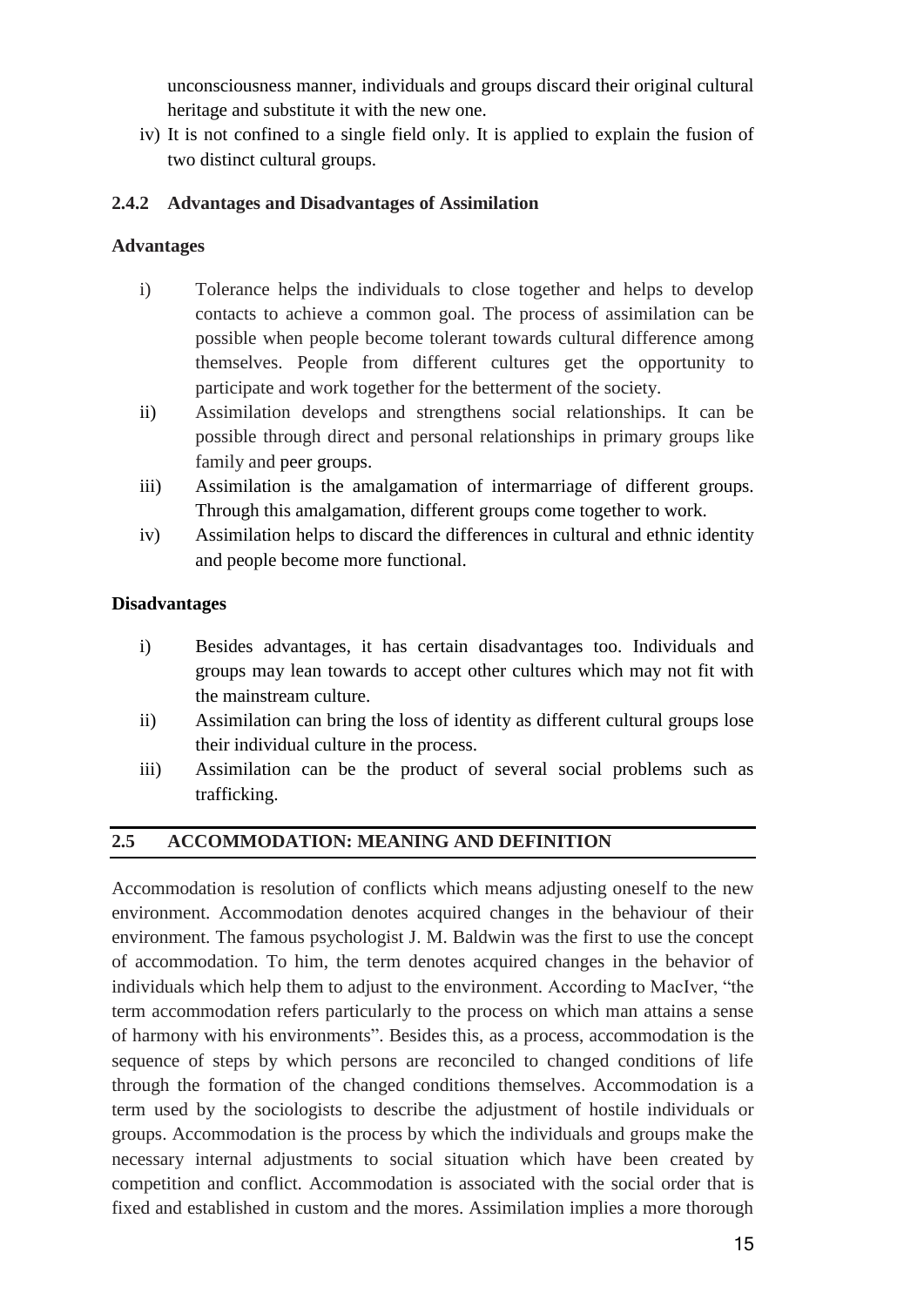unconsciousness manner, individuals and groups discard their original cultural heritage and substitute it with the new one.

iv) It is not confined to a single field only. It is applied to explain the fusion of two distinct cultural groups.

### 2.4.2 Advantages and Disadvantages of Assimilation

**Advantages**

i) Tolerance helps the individuals to close together and helps to develop contacts to achieve a common goal. The process of assimilation can be possible when people become tolerant towards cultural difference among themselves. People from different cultures get the opportunity to participate and work together for the betterment of the society.

ii) Assimilation develops and strengthens social relationships. It can be possible through direct and personal relationships in primary groups like family and peer groups.

iii) Assimilation is the amalgamation of intermarriage of different groups. Through this amalgamation, different groups come together to work.

iv) Assimilation helps to discard the differences in cultural and ethnic identity and people become more functional.

**Disadvantages**

i) Besides advantages, it has certain disadvantages too. Individuals and groups may lean towards to accept other cultures which may not fit with the mainstream culture.

ii) Assimilation can bring the loss of identity as different cultural groups lose their individual culture in the process.

iii) Assimilation can be the product of several social problems such as trafficking.

## 2.5 ACCOMMODATION: MEANING AND DEFINITION

Accommodation is resolution of conflicts which means adjusting oneself to the new environment. Accommodation denotes acquired changes in the behaviour of their environment. The famous psychologist J. M. Baldwin was the first to use the concept of accommodation. To him, the term denotes acquired changes in the behavior of individuals which help them to adjust to the environment. According to MacIver, "the term accommodation refers particularly to the process on which man attains a sense of harmony with his environments". Besides this, as a process, accommodation is the sequence of steps by which persons are reconciled to changed conditions of life through the formation of the changed conditions themselves. Accommodation is a term used by the sociologists to describe the adjustment of hostile individuals or groups. Accommodation is the process by which the individuals and groups make the necessary internal adjustments to social situation which have been created by competition and conflict. Accommodation is associated with the social order that is fixed and established in custom and the mores. Assimilation implies a more thorough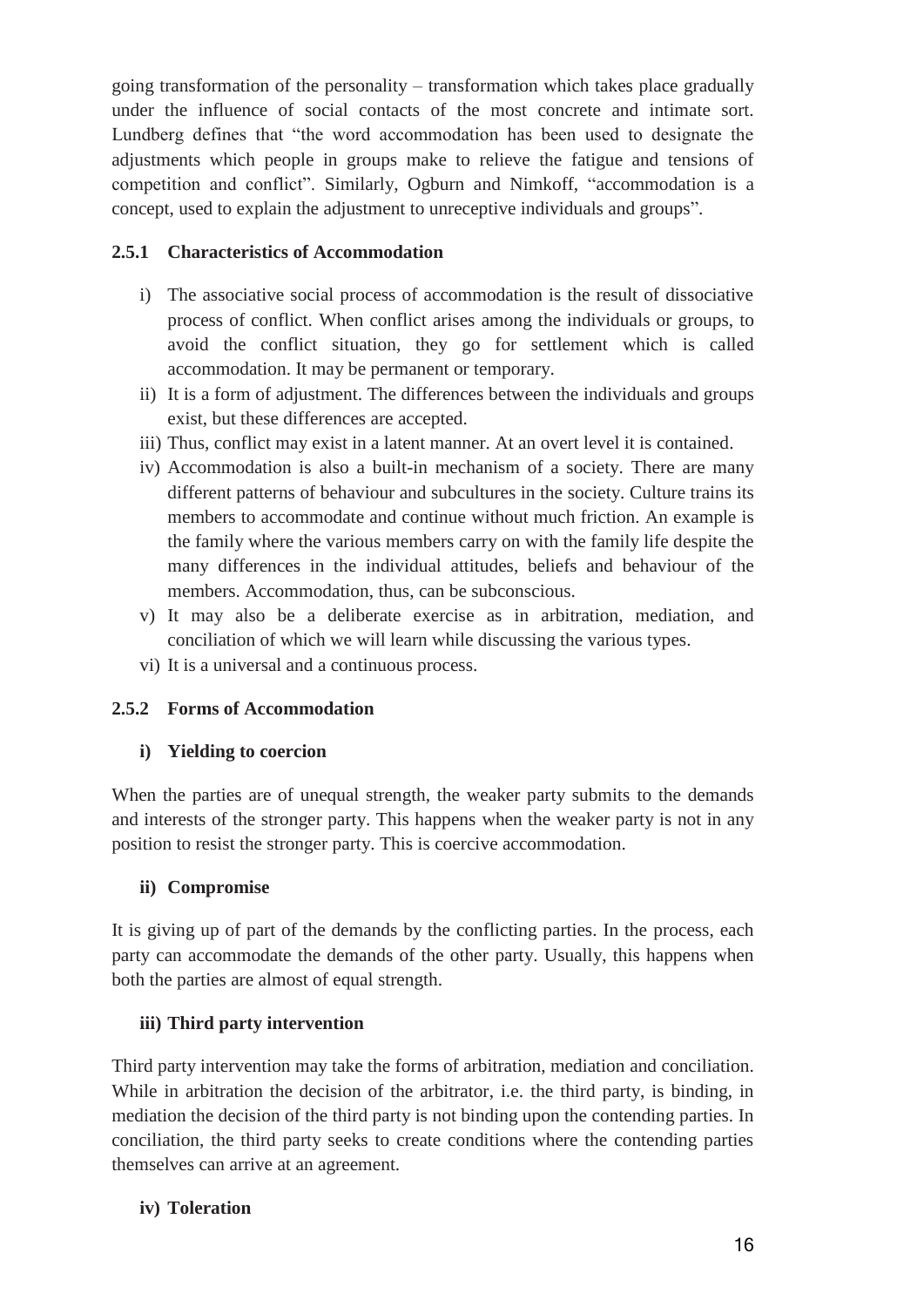going transformation of the personality – transformation which takes place gradually under the influence of social contacts of the most concrete and intimate sort. Lundberg defines that "the word accommodation has been used to designate the adjustments which people in groups make to relieve the fatigue and tensions of competition and conflict". Similarly, Ogburn and Nimkoff, "accommodation is a concept, used to explain the adjustment to unreceptive individuals and groups".

### 2.5.1 Characteristics of Accommodation

i) The associative social process of accommodation is the result of dissociative process of conflict. When conflict arises among the individuals or groups, to avoid the conflict situation, they go for settlement which is called accommodation. It may be permanent or temporary.
ii) It is a form of adjustment. The differences between the individuals and groups exist, but these differences are accepted.
iii) Thus, conflict may exist in a latent manner. At an overt level it is contained.
iv) Accommodation is also a built-in mechanism of a society. There are many different patterns of behaviour and subcultures in the society. Culture trains its members to accommodate and continue without much friction. An example is the family where the various members carry on with the family life despite the many differences in the individual attitudes, beliefs and behaviour of the members. Accommodation, thus, can be subconscious.
v) It may also be a deliberate exercise as in arbitration, mediation, and conciliation of which we will learn while discussing the various types.
vi) It is a universal and a continuous process.

### 2.5.2 Forms of Accommodation

**i) Yielding to coercion**

When the parties are of unequal strength, the weaker party submits to the demands and interests of the stronger party. This happens when the weaker party is not in any position to resist the stronger party. This is coercive accommodation.

**ii) Compromise**

It is giving up of part of the demands by the conflicting parties. In the process, each party can accommodate the demands of the other party. Usually, this happens when both the parties are almost of equal strength.

**iii) Third party intervention**

Third party intervention may take the forms of arbitration, mediation and conciliation. While in arbitration the decision of the arbitrator, i.e. the third party, is binding, in mediation the decision of the third party is not binding upon the contending parties. In conciliation, the third party seeks to create conditions where the contending parties themselves can arrive at an agreement.

**iv) Toleration**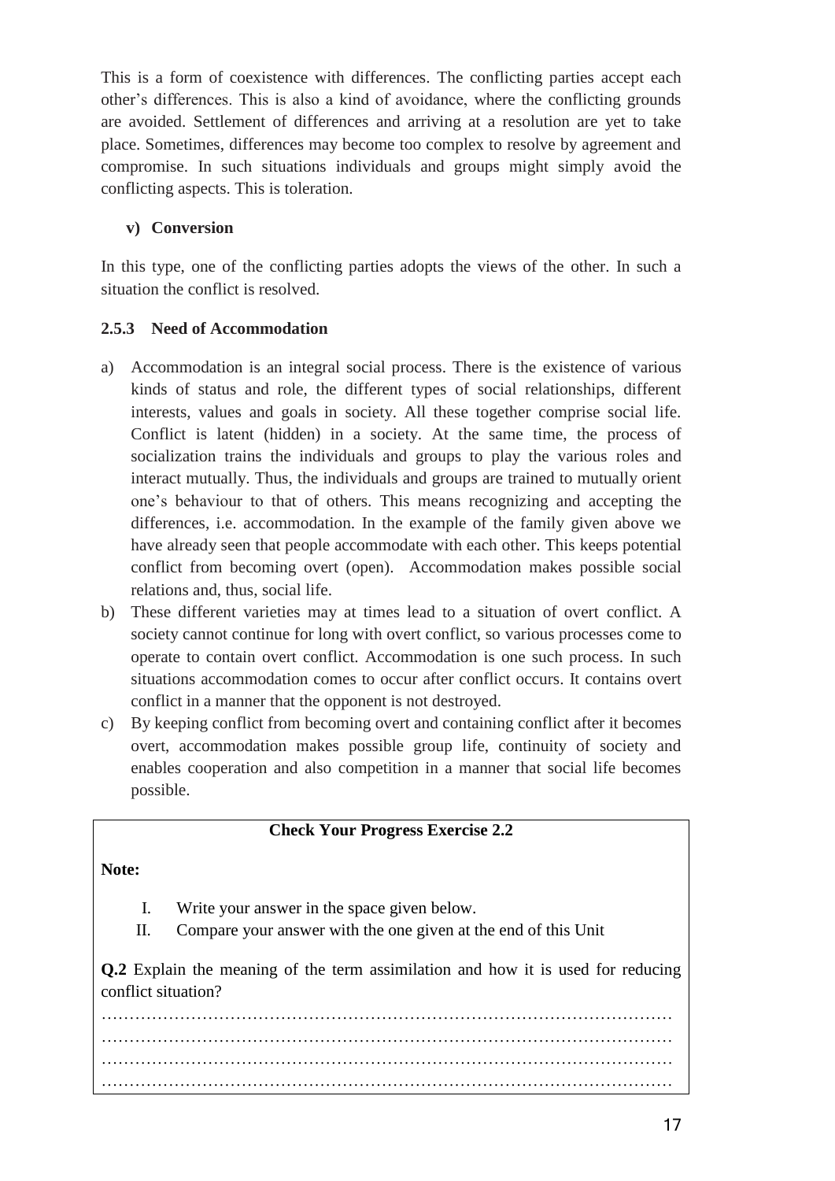This is a form of coexistence with differences. The conflicting parties accept each other's differences. This is also a kind of avoidance, where the conflicting grounds are avoided. Settlement of differences and arriving at a resolution are yet to take place. Sometimes, differences may become too complex to resolve by agreement and compromise. In such situations individuals and groups might simply avoid the conflicting aspects. This is toleration.

**v) Conversion**

In this type, one of the conflicting parties adopts the views of the other. In such a situation the conflict is resolved.

### 2.5.3 Need of Accommodation

a) Accommodation is an integral social process. There is the existence of various kinds of status and role, the different types of social relationships, different interests, values and goals in society. All these together comprise social life. Conflict is latent (hidden) in a society. At the same time, the process of socialization trains the individuals and groups to play the various roles and interact mutually. Thus, the individuals and groups are trained to mutually orient one's behaviour to that of others. This means recognizing and accepting the differences, i.e. accommodation. In the example of the family given above we have already seen that people accommodate with each other. This keeps potential conflict from becoming overt (open). Accommodation makes possible social relations and, thus, social life.
b) These different varieties may at times lead to a situation of overt conflict. A society cannot continue for long with overt conflict, so various processes come to operate to contain overt conflict. Accommodation is one such process. In such situations accommodation comes to occur after conflict occurs. It contains overt conflict in a manner that the opponent is not destroyed.
c) By keeping conflict from becoming overt and containing conflict after it becomes overt, accommodation makes possible group life, continuity of society and enables cooperation and also competition in a manner that social life becomes possible.

**Check Your Progress Exercise 2.2**

**Note:**

I. Write your answer in the space given below.
II. Compare your answer with the one given at the end of this Unit

**Q.2** Explain the meaning of the term assimilation and how it is used for reducing conflict situation?

…………………………………………………………………………………………
…………………………………………………………………………………………
…………………………………………………………………………………………
…………………………………………………………………………………………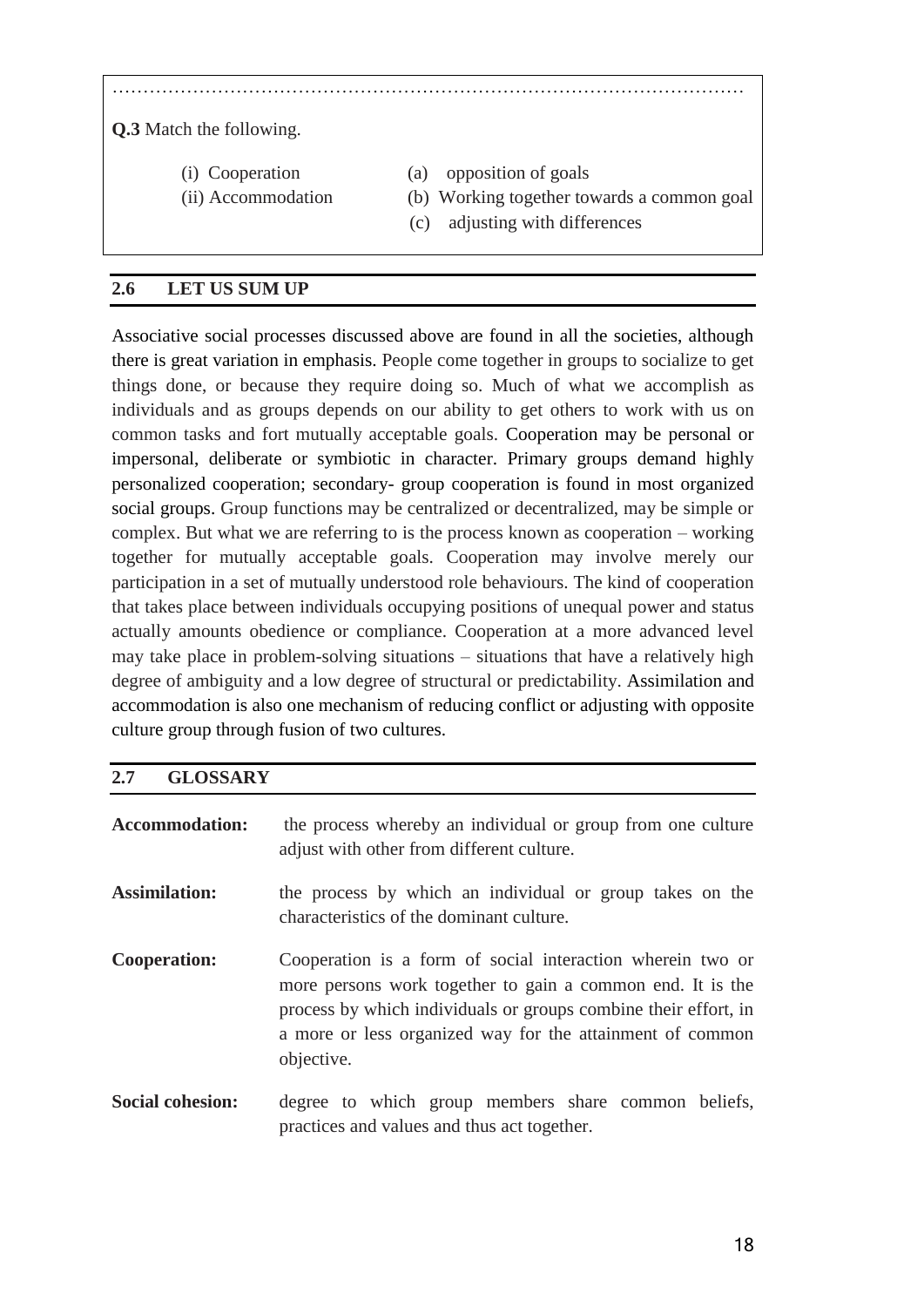…………………………………………………………………………………………

**Q.3** Match the following.

| | |
|---|---|
| (i) Cooperation | (a) opposition of goals |
| (ii) Accommodation | (b) Working together towards a common goal |
| | (c) adjusting with differences |

## 2.6 LET US SUM UP

Associative social processes discussed above are found in all the societies, although there is great variation in emphasis. People come together in groups to socialize to get things done, or because they require doing so. Much of what we accomplish as individuals and as groups depends on our ability to get others to work with us on common tasks and fort mutually acceptable goals. Cooperation may be personal or impersonal, deliberate or symbiotic in character. Primary groups demand highly personalized cooperation; secondary- group cooperation is found in most organized social groups. Group functions may be centralized or decentralized, may be simple or complex. But what we are referring to is the process known as cooperation – working together for mutually acceptable goals. Cooperation may involve merely our participation in a set of mutually understood role behaviours. The kind of cooperation that takes place between individuals occupying positions of unequal power and status actually amounts obedience or compliance. Cooperation at a more advanced level may take place in problem-solving situations – situations that have a relatively high degree of ambiguity and a low degree of structural or predictability. Assimilation and accommodation is also one mechanism of reducing conflict or adjusting with opposite culture group through fusion of two cultures.

## 2.7 GLOSSARY

**Accommodation:** the process whereby an individual or group from one culture adjust with other from different culture.

**Assimilation:** the process by which an individual or group takes on the characteristics of the dominant culture.

**Cooperation:** Cooperation is a form of social interaction wherein two or more persons work together to gain a common end. It is the process by which individuals or groups combine their effort, in a more or less organized way for the attainment of common objective.

**Social cohesion:** degree to which group members share common beliefs, practices and values and thus act together.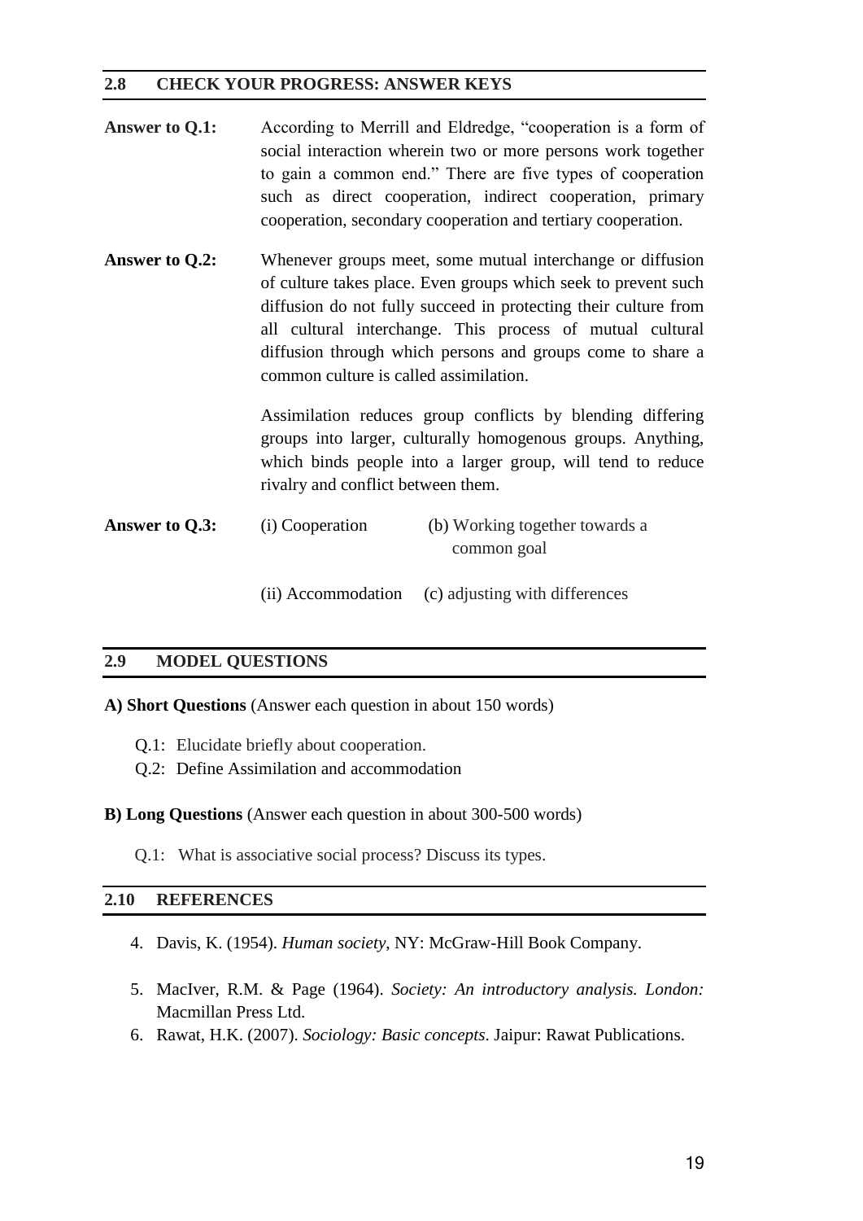## 2.8 CHECK YOUR PROGRESS: ANSWER KEYS

**Answer to Q.1:** According to Merrill and Eldredge, "cooperation is a form of social interaction wherein two or more persons work together to gain a common end." There are five types of cooperation such as direct cooperation, indirect cooperation, primary cooperation, secondary cooperation and tertiary cooperation.

**Answer to Q.2:** Whenever groups meet, some mutual interchange or diffusion of culture takes place. Even groups which seek to prevent such diffusion do not fully succeed in protecting their culture from all cultural interchange. This process of mutual cultural diffusion through which persons and groups come to share a common culture is called assimilation.

Assimilation reduces group conflicts by blending differing groups into larger, culturally homogenous groups. Anything, which binds people into a larger group, will tend to reduce rivalry and conflict between them.

**Answer to Q.3:** (i) Cooperation — (b) Working together towards a common goal

(ii) Accommodation — (c) adjusting with differences

## 2.9 MODEL QUESTIONS

**A) Short Questions** (Answer each question in about 150 words)

Q.1: Elucidate briefly about cooperation.

Q.2: Define Assimilation and accommodation

**B) Long Questions** (Answer each question in about 300-500 words)

Q.1: What is associative social process? Discuss its types.

## 2.10 REFERENCES

4. Davis, K. (1954). *Human society*, NY: McGraw-Hill Book Company.
5. MacIver, R.M. & Page (1964). *Society: An introductory analysis. London:* Macmillan Press Ltd.
6. Rawat, H.K. (2007). *Sociology: Basic concepts*. Jaipur: Rawat Publications.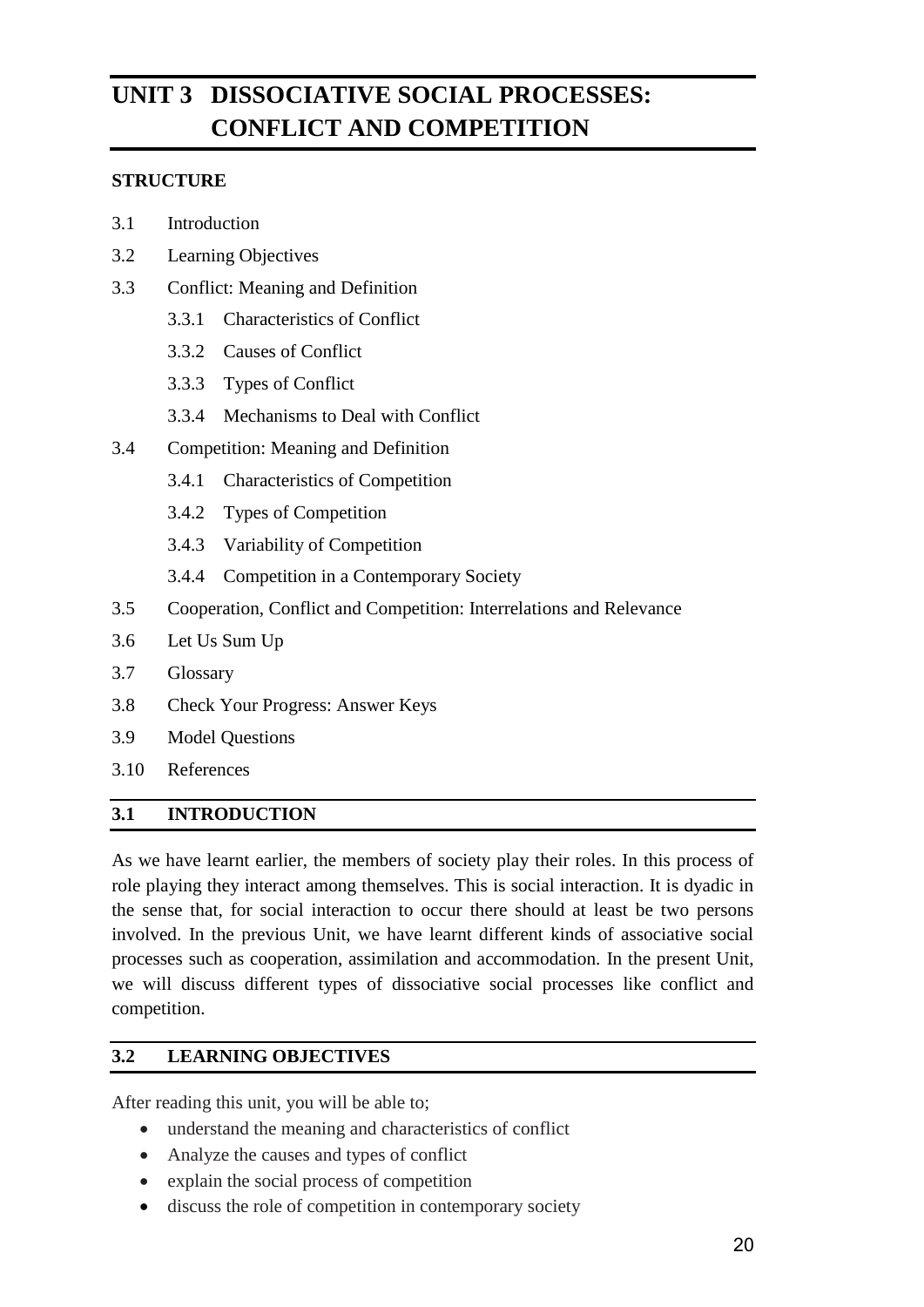# UNIT 3 DISSOCIATIVE SOCIAL PROCESSES: CONFLICT AND COMPETITION

**STRUCTURE**

3.1 Introduction

3.2 Learning Objectives

3.3 Conflict: Meaning and Definition

- 3.3.1 Characteristics of Conflict
- 3.3.2 Causes of Conflict
- 3.3.3 Types of Conflict
- 3.3.4 Mechanisms to Deal with Conflict

3.4 Competition: Meaning and Definition

- 3.4.1 Characteristics of Competition
- 3.4.2 Types of Competition
- 3.4.3 Variability of Competition
- 3.4.4 Competition in a Contemporary Society

3.5 Cooperation, Conflict and Competition: Interrelations and Relevance

3.6 Let Us Sum Up

3.7 Glossary

3.8 Check Your Progress: Answer Keys

3.9 Model Questions

3.10 References

## 3.1 INTRODUCTION

As we have learnt earlier, the members of society play their roles. In this process of role playing they interact among themselves. This is social interaction. It is dyadic in the sense that, for social interaction to occur there should at least be two persons involved. In the previous Unit, we have learnt different kinds of associative social processes such as cooperation, assimilation and accommodation. In the present Unit, we will discuss different types of dissociative social processes like conflict and competition.

## 3.2 LEARNING OBJECTIVES

After reading this unit, you will be able to;

- understand the meaning and characteristics of conflict
- Analyze the causes and types of conflict
- explain the social process of competition
- discuss the role of competition in contemporary society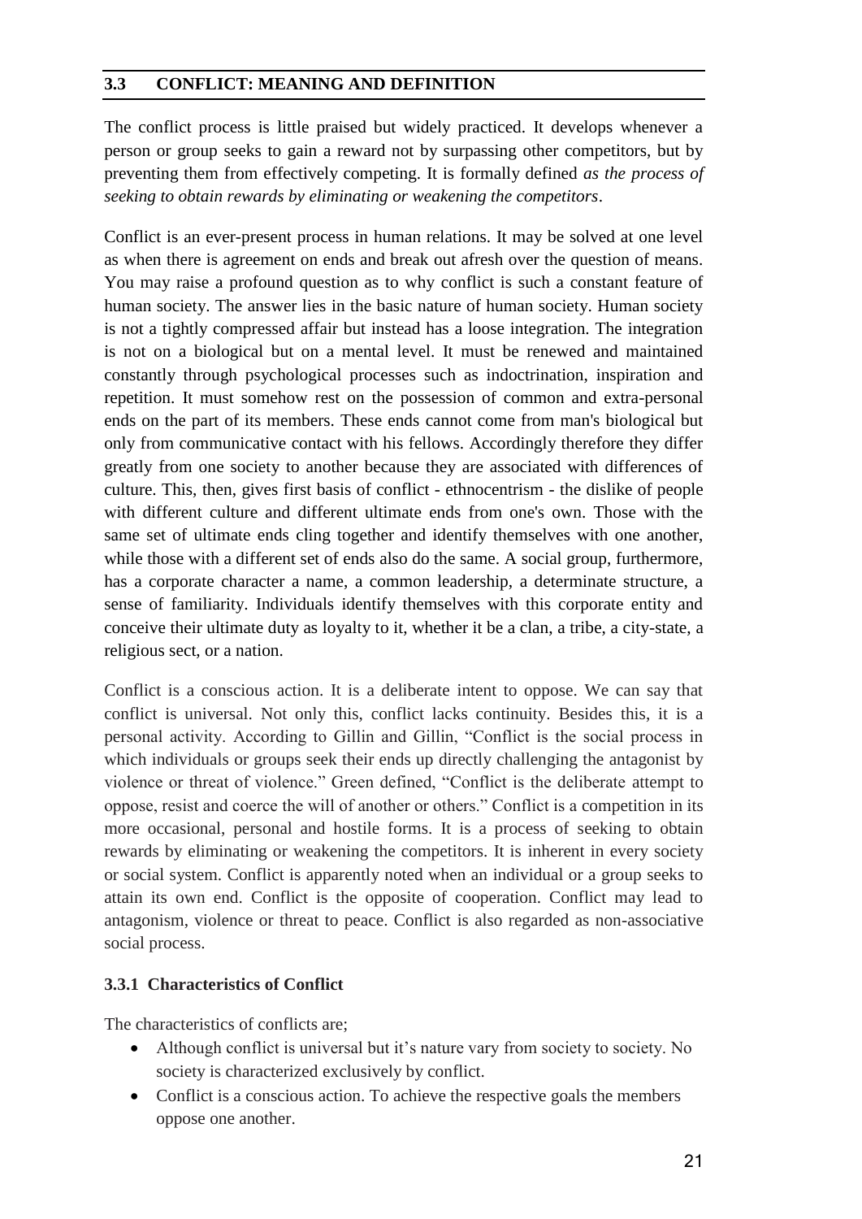## 3.3 CONFLICT: MEANING AND DEFINITION

The conflict process is little praised but widely practiced. It develops whenever a person or group seeks to gain a reward not by surpassing other competitors, but by preventing them from effectively competing. It is formally defined *as the process of seeking to obtain rewards by eliminating or weakening the competitors*.

Conflict is an ever-present process in human relations. It may be solved at one level as when there is agreement on ends and break out afresh over the question of means. You may raise a profound question as to why conflict is such a constant feature of human society. The answer lies in the basic nature of human society. Human society is not a tightly compressed affair but instead has a loose integration. The integration is not on a biological but on a mental level. It must be renewed and maintained constantly through psychological processes such as indoctrination, inspiration and repetition. It must somehow rest on the possession of common and extra-personal ends on the part of its members. These ends cannot come from man's biological but only from communicative contact with his fellows. Accordingly therefore they differ greatly from one society to another because they are associated with differences of culture. This, then, gives first basis of conflict - ethnocentrism - the dislike of people with different culture and different ultimate ends from one's own. Those with the same set of ultimate ends cling together and identify themselves with one another, while those with a different set of ends also do the same. A social group, furthermore, has a corporate character a name, a common leadership, a determinate structure, a sense of familiarity. Individuals identify themselves with this corporate entity and conceive their ultimate duty as loyalty to it, whether it be a clan, a tribe, a city-state, a religious sect, or a nation.

Conflict is a conscious action. It is a deliberate intent to oppose. We can say that conflict is universal. Not only this, conflict lacks continuity. Besides this, it is a personal activity. According to Gillin and Gillin, "Conflict is the social process in which individuals or groups seek their ends up directly challenging the antagonist by violence or threat of violence." Green defined, "Conflict is the deliberate attempt to oppose, resist and coerce the will of another or others." Conflict is a competition in its more occasional, personal and hostile forms. It is a process of seeking to obtain rewards by eliminating or weakening the competitors. It is inherent in every society or social system. Conflict is apparently noted when an individual or a group seeks to attain its own end. Conflict is the opposite of cooperation. Conflict may lead to antagonism, violence or threat to peace. Conflict is also regarded as non-associative social process.

### 3.3.1 Characteristics of Conflict

The characteristics of conflicts are;

- Although conflict is universal but it's nature vary from society to society. No society is characterized exclusively by conflict.
- Conflict is a conscious action. To achieve the respective goals the members oppose one another.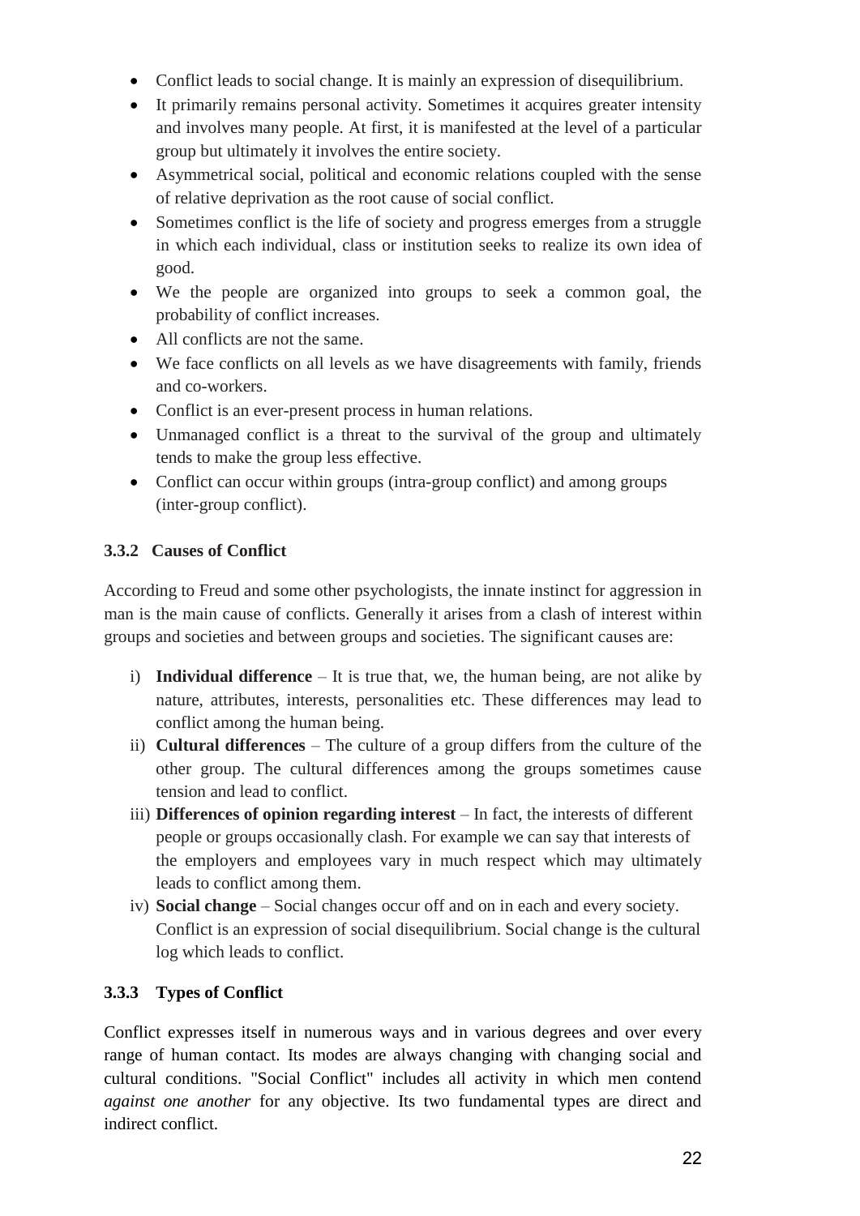- Conflict leads to social change. It is mainly an expression of disequilibrium.
- It primarily remains personal activity. Sometimes it acquires greater intensity and involves many people. At first, it is manifested at the level of a particular group but ultimately it involves the entire society.
- Asymmetrical social, political and economic relations coupled with the sense of relative deprivation as the root cause of social conflict.
- Sometimes conflict is the life of society and progress emerges from a struggle in which each individual, class or institution seeks to realize its own idea of good.
- We the people are organized into groups to seek a common goal, the probability of conflict increases.
- All conflicts are not the same.
- We face conflicts on all levels as we have disagreements with family, friends and co-workers.
- Conflict is an ever-present process in human relations.
- Unmanaged conflict is a threat to the survival of the group and ultimately tends to make the group less effective.
- Conflict can occur within groups (intra-group conflict) and among groups (inter-group conflict).

### 3.3.2 Causes of Conflict

According to Freud and some other psychologists, the innate instinct for aggression in man is the main cause of conflicts. Generally it arises from a clash of interest within groups and societies and between groups and societies. The significant causes are:

i) **Individual difference** – It is true that, we, the human being, are not alike by nature, attributes, interests, personalities etc. These differences may lead to conflict among the human being.
ii) **Cultural differences** – The culture of a group differs from the culture of the other group. The cultural differences among the groups sometimes cause tension and lead to conflict.
iii) **Differences of opinion regarding interest** – In fact, the interests of different people or groups occasionally clash. For example we can say that interests of the employers and employees vary in much respect which may ultimately leads to conflict among them.
iv) **Social change** – Social changes occur off and on in each and every society. Conflict is an expression of social disequilibrium. Social change is the cultural log which leads to conflict.

### 3.3.3 Types of Conflict

Conflict expresses itself in numerous ways and in various degrees and over every range of human contact. Its modes are always changing with changing social and cultural conditions. "Social Conflict" includes all activity in which men contend *against one another* for any objective. Its two fundamental types are direct and indirect conflict.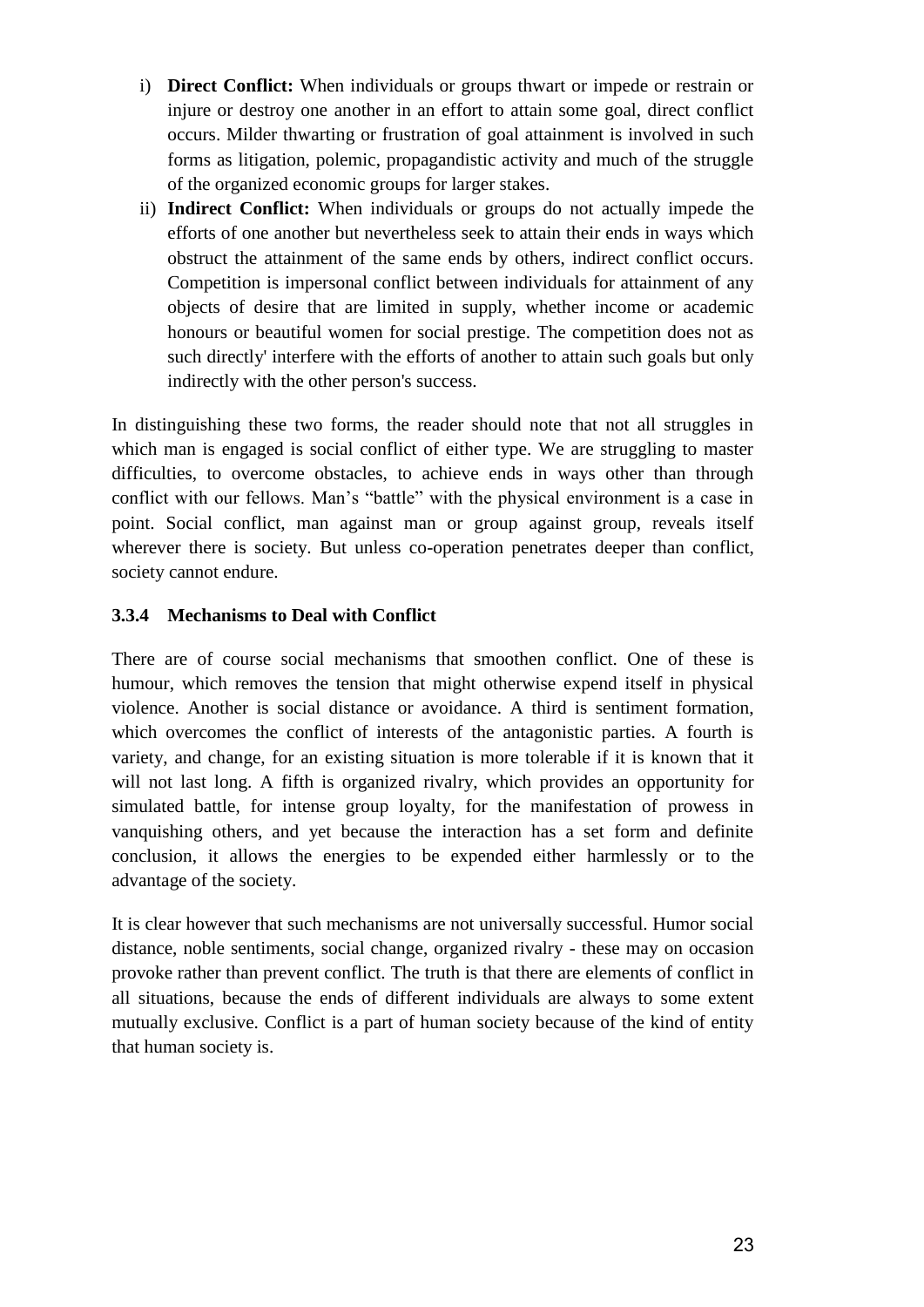i) **Direct Conflict:** When individuals or groups thwart or impede or restrain or injure or destroy one another in an effort to attain some goal, direct conflict occurs. Milder thwarting or frustration of goal attainment is involved in such forms as litigation, polemic, propagandistic activity and much of the struggle of the organized economic groups for larger stakes.

ii) **Indirect Conflict:** When individuals or groups do not actually impede the efforts of one another but nevertheless seek to attain their ends in ways which obstruct the attainment of the same ends by others, indirect conflict occurs. Competition is impersonal conflict between individuals for attainment of any objects of desire that are limited in supply, whether income or academic honours or beautiful women for social prestige. The competition does not as such directly' interfere with the efforts of another to attain such goals but only indirectly with the other person's success.

In distinguishing these two forms, the reader should note that not all struggles in which man is engaged is social conflict of either type. We are struggling to master difficulties, to overcome obstacles, to achieve ends in ways other than through conflict with our fellows. Man's "battle" with the physical environment is a case in point. Social conflict, man against man or group against group, reveals itself wherever there is society. But unless co-operation penetrates deeper than conflict, society cannot endure.

### 3.3.4 Mechanisms to Deal with Conflict

There are of course social mechanisms that smoothen conflict. One of these is humour, which removes the tension that might otherwise expend itself in physical violence. Another is social distance or avoidance. A third is sentiment formation, which overcomes the conflict of interests of the antagonistic parties. A fourth is variety, and change, for an existing situation is more tolerable if it is known that it will not last long. A fifth is organized rivalry, which provides an opportunity for simulated battle, for intense group loyalty, for the manifestation of prowess in vanquishing others, and yet because the interaction has a set form and definite conclusion, it allows the energies to be expended either harmlessly or to the advantage of the society.

It is clear however that such mechanisms are not universally successful. Humor social distance, noble sentiments, social change, organized rivalry - these may on occasion provoke rather than prevent conflict. The truth is that there are elements of conflict in all situations, because the ends of different individuals are always to some extent mutually exclusive. Conflict is a part of human society because of the kind of entity that human society is.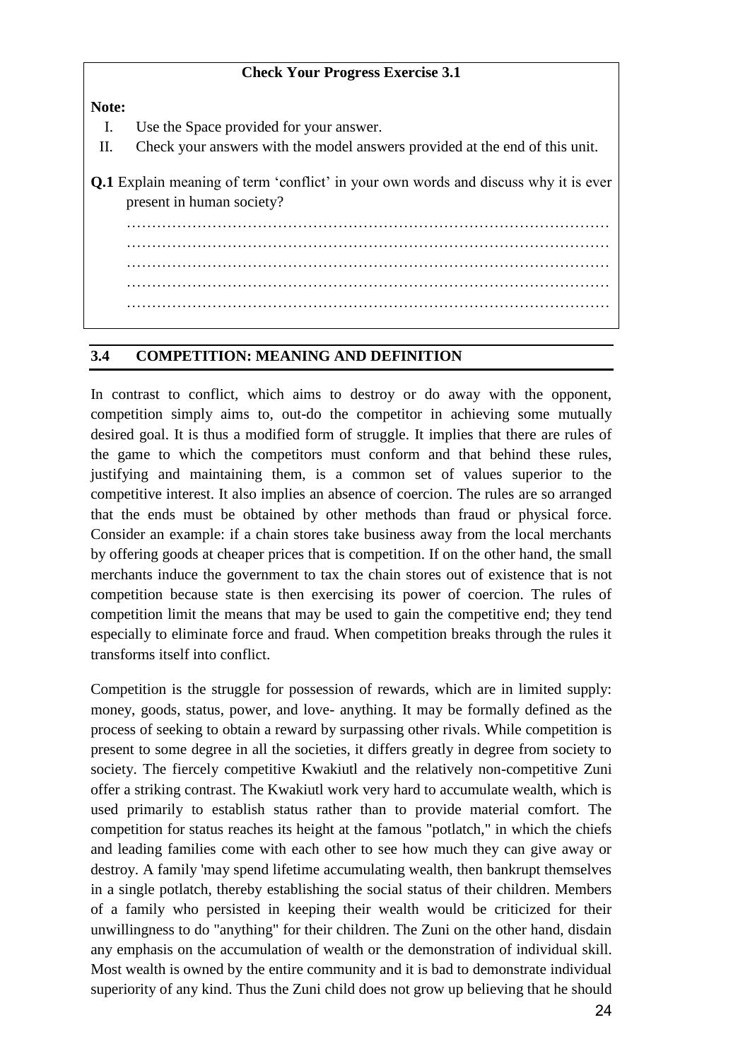**Check Your Progress Exercise 3.1**

**Note:**

I. Use the Space provided for your answer.

II. Check your answers with the model answers provided at the end of this unit.

**Q.1** Explain meaning of term 'conflict' in your own words and discuss why it is ever present in human society?

…………………………………………………………………………………………
…………………………………………………………………………………………
…………………………………………………………………………………………
…………………………………………………………………………………………
…………………………………………………………………………………………

## 3.4 COMPETITION: MEANING AND DEFINITION

In contrast to conflict, which aims to destroy or do away with the opponent, competition simply aims to, out-do the competitor in achieving some mutually desired goal. It is thus a modified form of struggle. It implies that there are rules of the game to which the competitors must conform and that behind these rules, justifying and maintaining them, is a common set of values superior to the competitive interest. It also implies an absence of coercion. The rules are so arranged that the ends must be obtained by other methods than fraud or physical force. Consider an example: if a chain stores take business away from the local merchants by offering goods at cheaper prices that is competition. If on the other hand, the small merchants induce the government to tax the chain stores out of existence that is not competition because state is then exercising its power of coercion. The rules of competition limit the means that may be used to gain the competitive end; they tend especially to eliminate force and fraud. When competition breaks through the rules it transforms itself into conflict.

Competition is the struggle for possession of rewards, which are in limited supply: money, goods, status, power, and love- anything. It may be formally defined as the process of seeking to obtain a reward by surpassing other rivals. While competition is present to some degree in all the societies, it differs greatly in degree from society to society. The fiercely competitive Kwakiutl and the relatively non-competitive Zuni offer a striking contrast. The Kwakiutl work very hard to accumulate wealth, which is used primarily to establish status rather than to provide material comfort. The competition for status reaches its height at the famous "potlatch," in which the chiefs and leading families come with each other to see how much they can give away or destroy. A family 'may spend lifetime accumulating wealth, then bankrupt themselves in a single potlatch, thereby establishing the social status of their children. Members of a family who persisted in keeping their wealth would be criticized for their unwillingness to do "anything" for their children. The Zuni on the other hand, disdain any emphasis on the accumulation of wealth or the demonstration of individual skill. Most wealth is owned by the entire community and it is bad to demonstrate individual superiority of any kind. Thus the Zuni child does not grow up believing that he should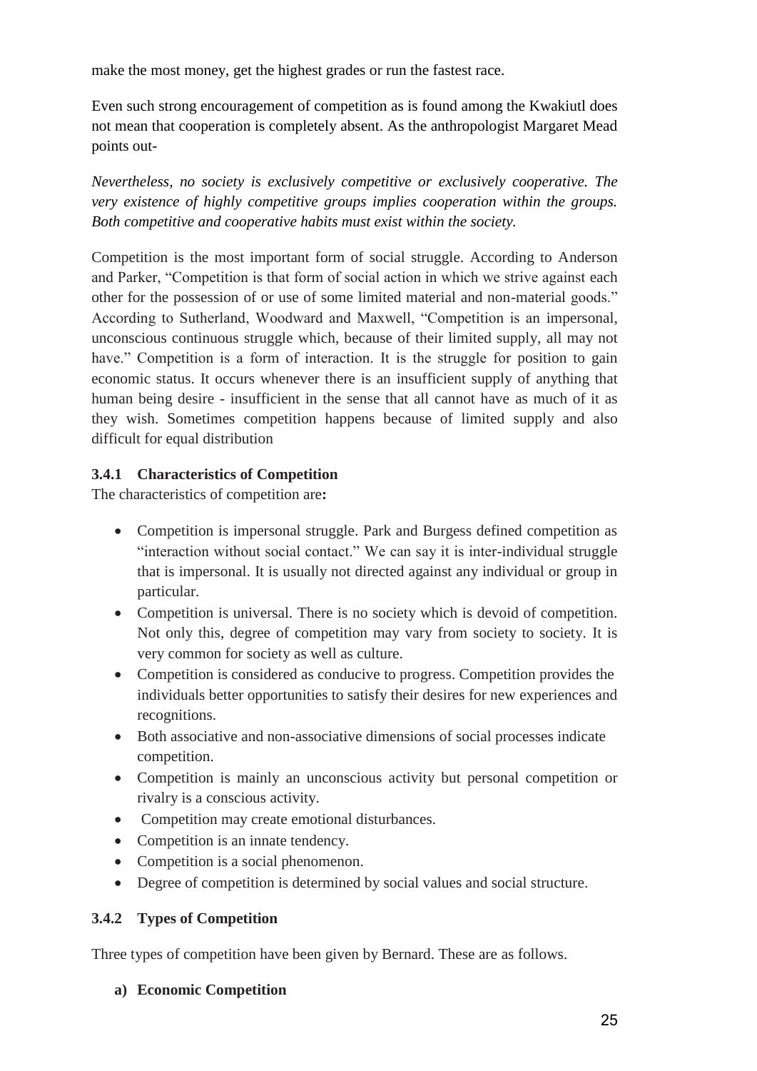make the most money, get the highest grades or run the fastest race.

Even such strong encouragement of competition as is found among the Kwakiutl does not mean that cooperation is completely absent. As the anthropologist Margaret Mead points out-

*Nevertheless, no society is exclusively competitive or exclusively cooperative. The very existence of highly competitive groups implies cooperation within the groups. Both competitive and cooperative habits must exist within the society.*

Competition is the most important form of social struggle. According to Anderson and Parker, "Competition is that form of social action in which we strive against each other for the possession of or use of some limited material and non-material goods." According to Sutherland, Woodward and Maxwell, "Competition is an impersonal, unconscious continuous struggle which, because of their limited supply, all may not have." Competition is a form of interaction. It is the struggle for position to gain economic status. It occurs whenever there is an insufficient supply of anything that human being desire - insufficient in the sense that all cannot have as much of it as they wish. Sometimes competition happens because of limited supply and also difficult for equal distribution

### 3.4.1 Characteristics of Competition

The characteristics of competition are**:**

- Competition is impersonal struggle. Park and Burgess defined competition as "interaction without social contact." We can say it is inter-individual struggle that is impersonal. It is usually not directed against any individual or group in particular.
- Competition is universal. There is no society which is devoid of competition. Not only this, degree of competition may vary from society to society. It is very common for society as well as culture.
- Competition is considered as conducive to progress. Competition provides the individuals better opportunities to satisfy their desires for new experiences and recognitions.
- Both associative and non-associative dimensions of social processes indicate competition.
- Competition is mainly an unconscious activity but personal competition or rivalry is a conscious activity.
- Competition may create emotional disturbances.
- Competition is an innate tendency.
- Competition is a social phenomenon.
- Degree of competition is determined by social values and social structure.

### 3.4.2 Types of Competition

Three types of competition have been given by Bernard. These are as follows.

**a) Economic Competition**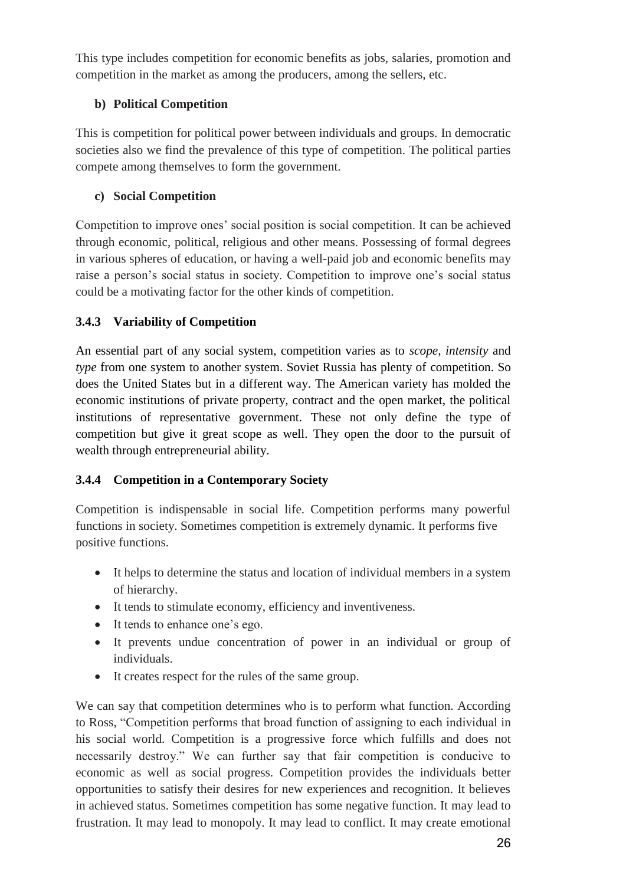This type includes competition for economic benefits as jobs, salaries, promotion and competition in the market as among the producers, among the sellers, etc.

**b) Political Competition**

This is competition for political power between individuals and groups. In democratic societies also we find the prevalence of this type of competition. The political parties compete among themselves to form the government.

**c) Social Competition**

Competition to improve ones' social position is social competition. It can be achieved through economic, political, religious and other means. Possessing of formal degrees in various spheres of education, or having a well-paid job and economic benefits may raise a person's social status in society. Competition to improve one's social status could be a motivating factor for the other kinds of competition.

### 3.4.3 Variability of Competition

An essential part of any social system, competition varies as to *scope, intensity* and *type* from one system to another system. Soviet Russia has plenty of competition. So does the United States but in a different way. The American variety has molded the economic institutions of private property, contract and the open market, the political institutions of representative government. These not only define the type of competition but give it great scope as well. They open the door to the pursuit of wealth through entrepreneurial ability.

### 3.4.4 Competition in a Contemporary Society

Competition is indispensable in social life. Competition performs many powerful functions in society. Sometimes competition is extremely dynamic. It performs five positive functions.

- It helps to determine the status and location of individual members in a system of hierarchy.
- It tends to stimulate economy, efficiency and inventiveness.
- It tends to enhance one's ego.
- It prevents undue concentration of power in an individual or group of individuals.
- It creates respect for the rules of the same group.

We can say that competition determines who is to perform what function. According to Ross, "Competition performs that broad function of assigning to each individual in his social world. Competition is a progressive force which fulfills and does not necessarily destroy." We can further say that fair competition is conducive to economic as well as social progress. Competition provides the individuals better opportunities to satisfy their desires for new experiences and recognition. It believes in achieved status. Sometimes competition has some negative function. It may lead to frustration. It may lead to monopoly. It may lead to conflict. It may create emotional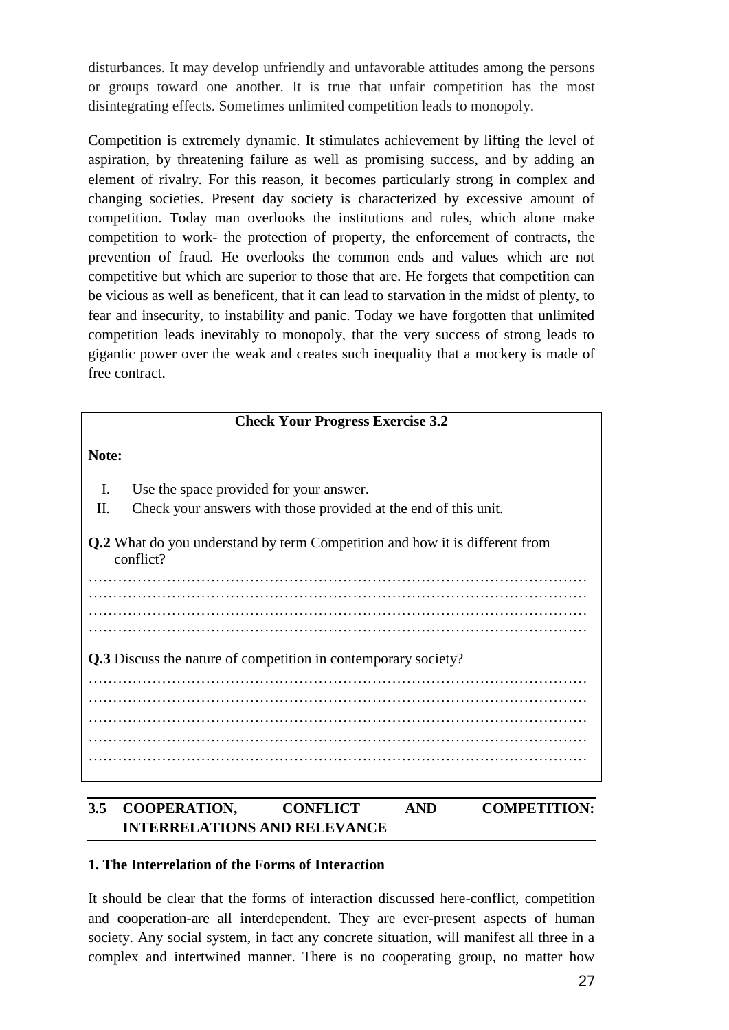disturbances. It may develop unfriendly and unfavorable attitudes among the persons or groups toward one another. It is true that unfair competition has the most disintegrating effects. Sometimes unlimited competition leads to monopoly.

Competition is extremely dynamic. It stimulates achievement by lifting the level of aspiration, by threatening failure as well as promising success, and by adding an element of rivalry. For this reason, it becomes particularly strong in complex and changing societies. Present day society is characterized by excessive amount of competition. Today man overlooks the institutions and rules, which alone make competition to work- the protection of property, the enforcement of contracts, the prevention of fraud. He overlooks the common ends and values which are not competitive but which are superior to those that are. He forgets that competition can be vicious as well as beneficent, that it can lead to starvation in the midst of plenty, to fear and insecurity, to instability and panic. Today we have forgotten that unlimited competition leads inevitably to monopoly, that the very success of strong leads to gigantic power over the weak and creates such inequality that a mockery is made of free contract.

**Check Your Progress Exercise 3.2**

**Note:**

I. Use the space provided for your answer.
II. Check your answers with those provided at the end of this unit.

**Q.2** What do you understand by term Competition and how it is different from conflict?

…………………………………………………………………………………………
…………………………………………………………………………………………
…………………………………………………………………………………………
…………………………………………………………………………………………

**Q.3** Discuss the nature of competition in contemporary society?

…………………………………………………………………………………………
…………………………………………………………………………………………
…………………………………………………………………………………………
…………………………………………………………………………………………
…………………………………………………………………………………………

## 3.5 COOPERATION, CONFLICT AND COMPETITION: INTERRELATIONS AND RELEVANCE

### 1. The Interrelation of the Forms of Interaction

It should be clear that the forms of interaction discussed here-conflict, competition and cooperation-are all interdependent. They are ever-present aspects of human society. Any social system, in fact any concrete situation, will manifest all three in a complex and intertwined manner. There is no cooperating group, no matter how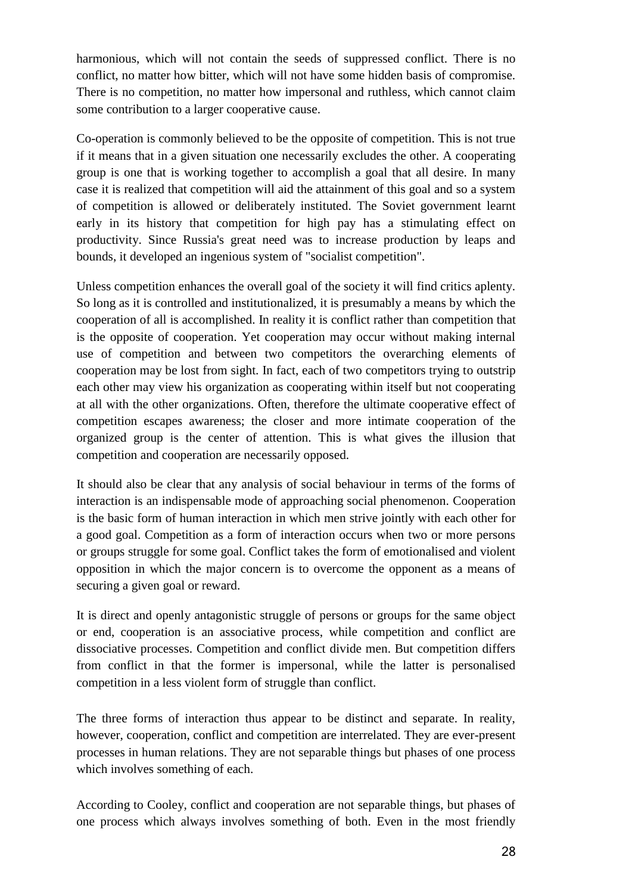harmonious, which will not contain the seeds of suppressed conflict. There is no conflict, no matter how bitter, which will not have some hidden basis of compromise. There is no competition, no matter how impersonal and ruthless, which cannot claim some contribution to a larger cooperative cause.

Co-operation is commonly believed to be the opposite of competition. This is not true if it means that in a given situation one necessarily excludes the other. A cooperating group is one that is working together to accomplish a goal that all desire. In many case it is realized that competition will aid the attainment of this goal and so a system of competition is allowed or deliberately instituted. The Soviet government learnt early in its history that competition for high pay has a stimulating effect on productivity. Since Russia's great need was to increase production by leaps and bounds, it developed an ingenious system of "socialist competition".

Unless competition enhances the overall goal of the society it will find critics aplenty. So long as it is controlled and institutionalized, it is presumably a means by which the cooperation of all is accomplished. In reality it is conflict rather than competition that is the opposite of cooperation. Yet cooperation may occur without making internal use of competition and between two competitors the overarching elements of cooperation may be lost from sight. In fact, each of two competitors trying to outstrip each other may view his organization as cooperating within itself but not cooperating at all with the other organizations. Often, therefore the ultimate cooperative effect of competition escapes awareness; the closer and more intimate cooperation of the organized group is the center of attention. This is what gives the illusion that competition and cooperation are necessarily opposed.

It should also be clear that any analysis of social behaviour in terms of the forms of interaction is an indispensable mode of approaching social phenomenon. Cooperation is the basic form of human interaction in which men strive jointly with each other for a good goal. Competition as a form of interaction occurs when two or more persons or groups struggle for some goal. Conflict takes the form of emotionalised and violent opposition in which the major concern is to overcome the opponent as a means of securing a given goal or reward.

It is direct and openly antagonistic struggle of persons or groups for the same object or end, cooperation is an associative process, while competition and conflict are dissociative processes. Competition and conflict divide men. But competition differs from conflict in that the former is impersonal, while the latter is personalised competition in a less violent form of struggle than conflict.

The three forms of interaction thus appear to be distinct and separate. In reality, however, cooperation, conflict and competition are interrelated. They are ever-present processes in human relations. They are not separable things but phases of one process which involves something of each.

According to Cooley, conflict and cooperation are not separable things, but phases of one process which always involves something of both. Even in the most friendly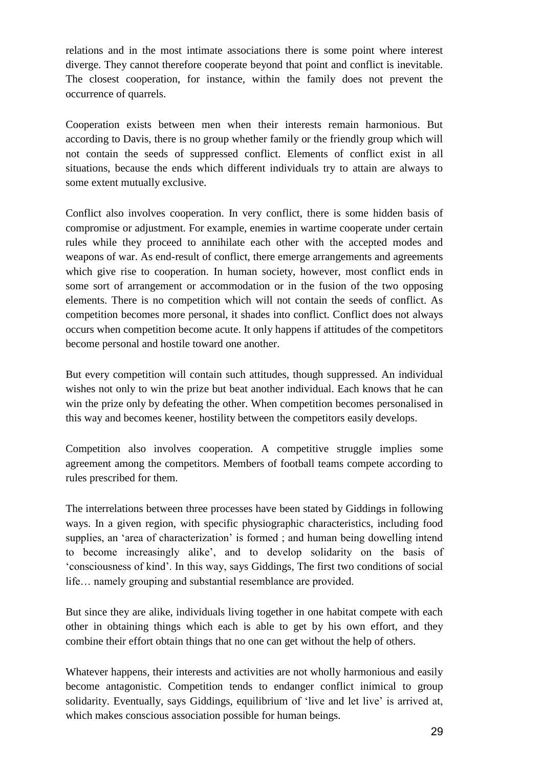relations and in the most intimate associations there is some point where interest diverge. They cannot therefore cooperate beyond that point and conflict is inevitable. The closest cooperation, for instance, within the family does not prevent the occurrence of quarrels.

Cooperation exists between men when their interests remain harmonious. But according to Davis, there is no group whether family or the friendly group which will not contain the seeds of suppressed conflict. Elements of conflict exist in all situations, because the ends which different individuals try to attain are always to some extent mutually exclusive.

Conflict also involves cooperation. In very conflict, there is some hidden basis of compromise or adjustment. For example, enemies in wartime cooperate under certain rules while they proceed to annihilate each other with the accepted modes and weapons of war. As end-result of conflict, there emerge arrangements and agreements which give rise to cooperation. In human society, however, most conflict ends in some sort of arrangement or accommodation or in the fusion of the two opposing elements. There is no competition which will not contain the seeds of conflict. As competition becomes more personal, it shades into conflict. Conflict does not always occurs when competition become acute. It only happens if attitudes of the competitors become personal and hostile toward one another.

But every competition will contain such attitudes, though suppressed. An individual wishes not only to win the prize but beat another individual. Each knows that he can win the prize only by defeating the other. When competition becomes personalised in this way and becomes keener, hostility between the competitors easily develops.

Competition also involves cooperation. A competitive struggle implies some agreement among the competitors. Members of football teams compete according to rules prescribed for them.

The interrelations between three processes have been stated by Giddings in following ways. In a given region, with specific physiographic characteristics, including food supplies, an 'area of characterization' is formed ; and human being dowelling intend to become increasingly alike', and to develop solidarity on the basis of 'consciousness of kind'. In this way, says Giddings, The first two conditions of social life… namely grouping and substantial resemblance are provided.

But since they are alike, individuals living together in one habitat compete with each other in obtaining things which each is able to get by his own effort, and they combine their effort obtain things that no one can get without the help of others.

Whatever happens, their interests and activities are not wholly harmonious and easily become antagonistic. Competition tends to endanger conflict inimical to group solidarity. Eventually, says Giddings, equilibrium of 'live and let live' is arrived at, which makes conscious association possible for human beings.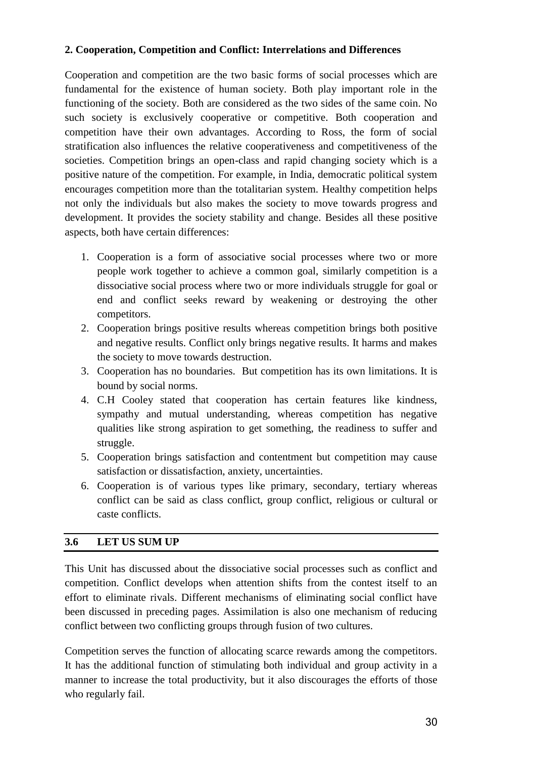### 2. Cooperation, Competition and Conflict: Interrelations and Differences

Cooperation and competition are the two basic forms of social processes which are fundamental for the existence of human society. Both play important role in the functioning of the society. Both are considered as the two sides of the same coin. No such society is exclusively cooperative or competitive. Both cooperation and competition have their own advantages. According to Ross, the form of social stratification also influences the relative cooperativeness and competitiveness of the societies. Competition brings an open-class and rapid changing society which is a positive nature of the competition. For example, in India, democratic political system encourages competition more than the totalitarian system. Healthy competition helps not only the individuals but also makes the society to move towards progress and development. It provides the society stability and change. Besides all these positive aspects, both have certain differences:

1. Cooperation is a form of associative social processes where two or more people work together to achieve a common goal, similarly competition is a dissociative social process where two or more individuals struggle for goal or end and conflict seeks reward by weakening or destroying the other competitors.
2. Cooperation brings positive results whereas competition brings both positive and negative results. Conflict only brings negative results. It harms and makes the society to move towards destruction.
3. Cooperation has no boundaries. But competition has its own limitations. It is bound by social norms.
4. C.H Cooley stated that cooperation has certain features like kindness, sympathy and mutual understanding, whereas competition has negative qualities like strong aspiration to get something, the readiness to suffer and struggle.
5. Cooperation brings satisfaction and contentment but competition may cause satisfaction or dissatisfaction, anxiety, uncertainties.
6. Cooperation is of various types like primary, secondary, tertiary whereas conflict can be said as class conflict, group conflict, religious or cultural or caste conflicts.

## 3.6 LET US SUM UP

This Unit has discussed about the dissociative social processes such as conflict and competition. Conflict develops when attention shifts from the contest itself to an effort to eliminate rivals. Different mechanisms of eliminating social conflict have been discussed in preceding pages. Assimilation is also one mechanism of reducing conflict between two conflicting groups through fusion of two cultures.

Competition serves the function of allocating scarce rewards among the competitors. It has the additional function of stimulating both individual and group activity in a manner to increase the total productivity, but it also discourages the efforts of those who regularly fail.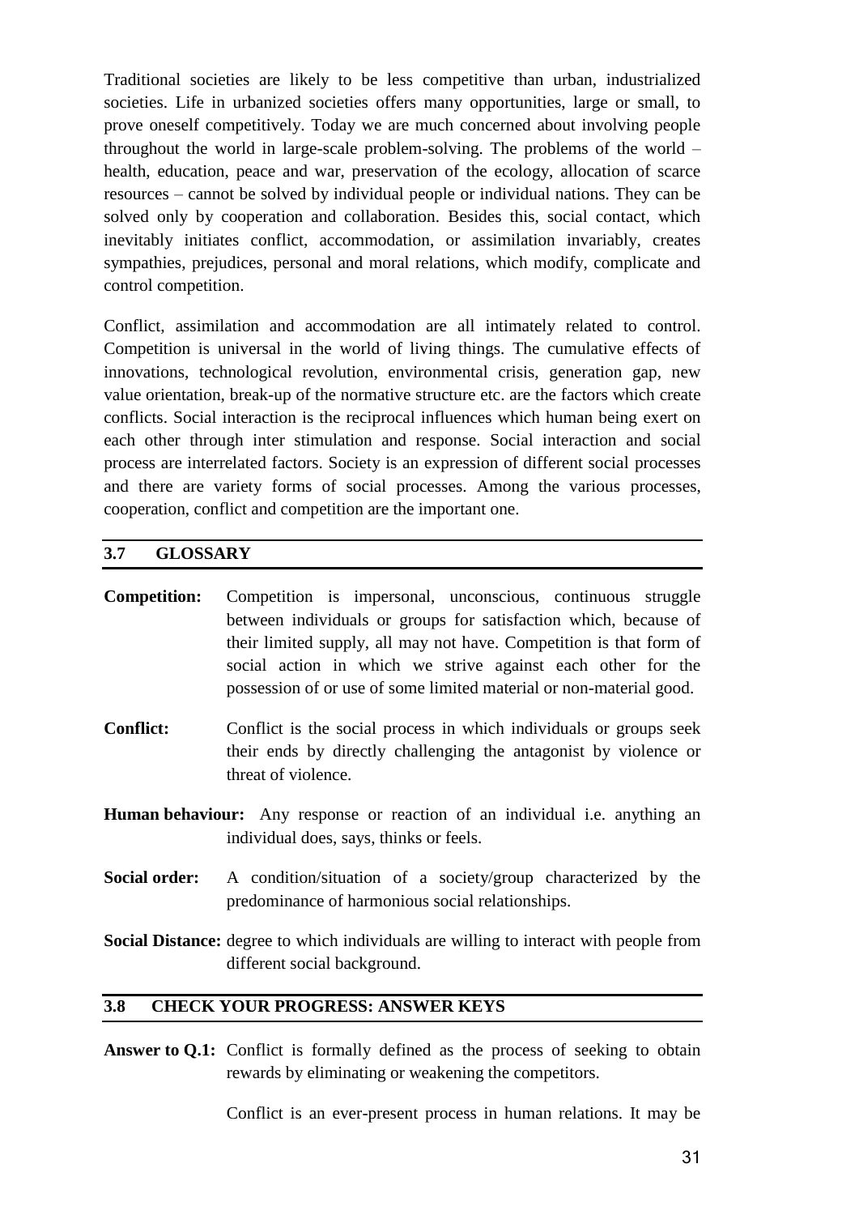Traditional societies are likely to be less competitive than urban, industrialized societies. Life in urbanized societies offers many opportunities, large or small, to prove oneself competitively. Today we are much concerned about involving people throughout the world in large-scale problem-solving. The problems of the world – health, education, peace and war, preservation of the ecology, allocation of scarce resources – cannot be solved by individual people or individual nations. They can be solved only by cooperation and collaboration. Besides this, social contact, which inevitably initiates conflict, accommodation, or assimilation invariably, creates sympathies, prejudices, personal and moral relations, which modify, complicate and control competition.

Conflict, assimilation and accommodation are all intimately related to control. Competition is universal in the world of living things. The cumulative effects of innovations, technological revolution, environmental crisis, generation gap, new value orientation, break-up of the normative structure etc. are the factors which create conflicts. Social interaction is the reciprocal influences which human being exert on each other through inter stimulation and response. Social interaction and social process are interrelated factors. Society is an expression of different social processes and there are variety forms of social processes. Among the various processes, cooperation, conflict and competition are the important one.

## 3.7 GLOSSARY

**Competition:** Competition is impersonal, unconscious, continuous struggle between individuals or groups for satisfaction which, because of their limited supply, all may not have. Competition is that form of social action in which we strive against each other for the possession of or use of some limited material or non-material good.

**Conflict:** Conflict is the social process in which individuals or groups seek their ends by directly challenging the antagonist by violence or threat of violence.

**Human behaviour:** Any response or reaction of an individual i.e. anything an individual does, says, thinks or feels.

**Social order:** A condition/situation of a society/group characterized by the predominance of harmonious social relationships.

**Social Distance:** degree to which individuals are willing to interact with people from different social background.

## 3.8 CHECK YOUR PROGRESS: ANSWER KEYS

**Answer to Q.1:** Conflict is formally defined as the process of seeking to obtain rewards by eliminating or weakening the competitors.

Conflict is an ever-present process in human relations. It may be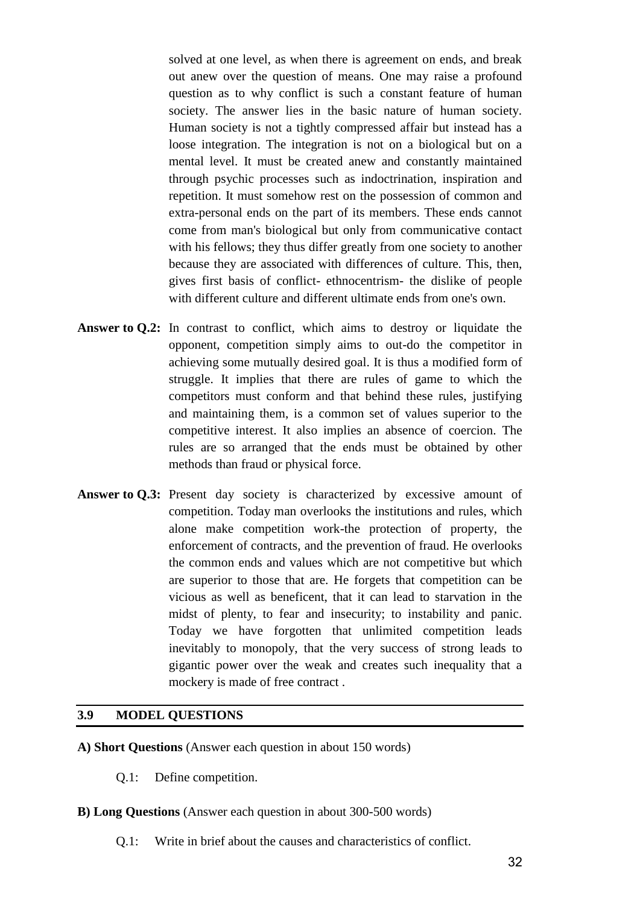solved at one level, as when there is agreement on ends, and break out anew over the question of means. One may raise a profound question as to why conflict is such a constant feature of human society. The answer lies in the basic nature of human society. Human society is not a tightly compressed affair but instead has a loose integration. The integration is not on a biological but on a mental level. It must be created anew and constantly maintained through psychic processes such as indoctrination, inspiration and repetition. It must somehow rest on the possession of common and extra-personal ends on the part of its members. These ends cannot come from man's biological but only from communicative contact with his fellows; they thus differ greatly from one society to another because they are associated with differences of culture. This, then, gives first basis of conflict- ethnocentrism- the dislike of people with different culture and different ultimate ends from one's own.

**Answer to Q.2:** In contrast to conflict, which aims to destroy or liquidate the opponent, competition simply aims to out-do the competitor in achieving some mutually desired goal. It is thus a modified form of struggle. It implies that there are rules of game to which the competitors must conform and that behind these rules, justifying and maintaining them, is a common set of values superior to the competitive interest. It also implies an absence of coercion. The rules are so arranged that the ends must be obtained by other methods than fraud or physical force.

**Answer to Q.3:** Present day society is characterized by excessive amount of competition. Today man overlooks the institutions and rules, which alone make competition work-the protection of property, the enforcement of contracts, and the prevention of fraud. He overlooks the common ends and values which are not competitive but which are superior to those that are. He forgets that competition can be vicious as well as beneficent, that it can lead to starvation in the midst of plenty, to fear and insecurity; to instability and panic. Today we have forgotten that unlimited competition leads inevitably to monopoly, that the very success of strong leads to gigantic power over the weak and creates such inequality that a mockery is made of free contract .

## 3.9 MODEL QUESTIONS

**A) Short Questions** (Answer each question in about 150 words)

Q.1: Define competition.

**B) Long Questions** (Answer each question in about 300-500 words)

Q.1: Write in brief about the causes and characteristics of conflict.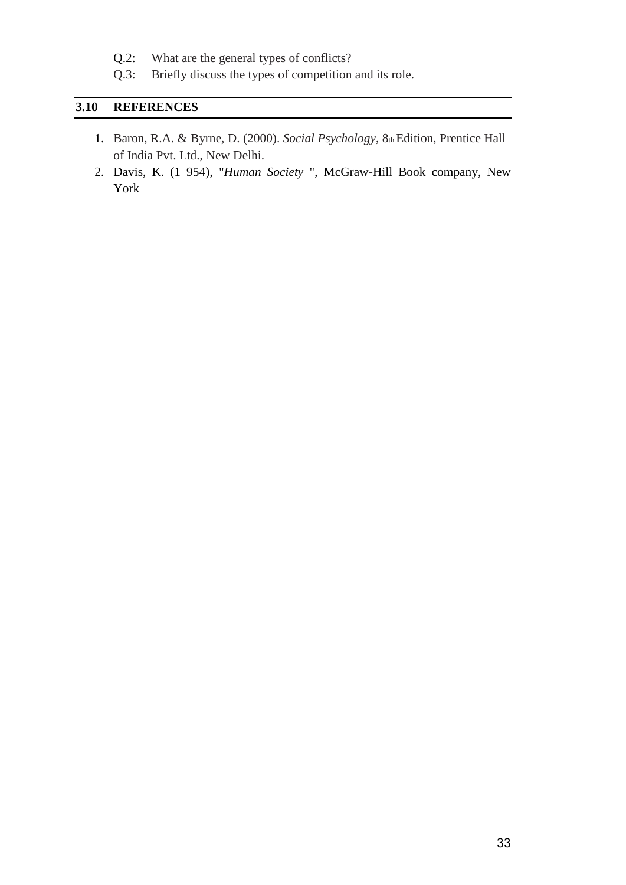Q.2: What are the general types of conflicts?

Q.3: Briefly discuss the types of competition and its role.

## 3.10 REFERENCES

1. Baron, R.A. & Byrne, D. (2000). *Social Psychology*, 8th Edition, Prentice Hall of India Pvt. Ltd., New Delhi.
2. Davis, K. (1 954), "*Human Society* ", McGraw-Hill Book company, New York